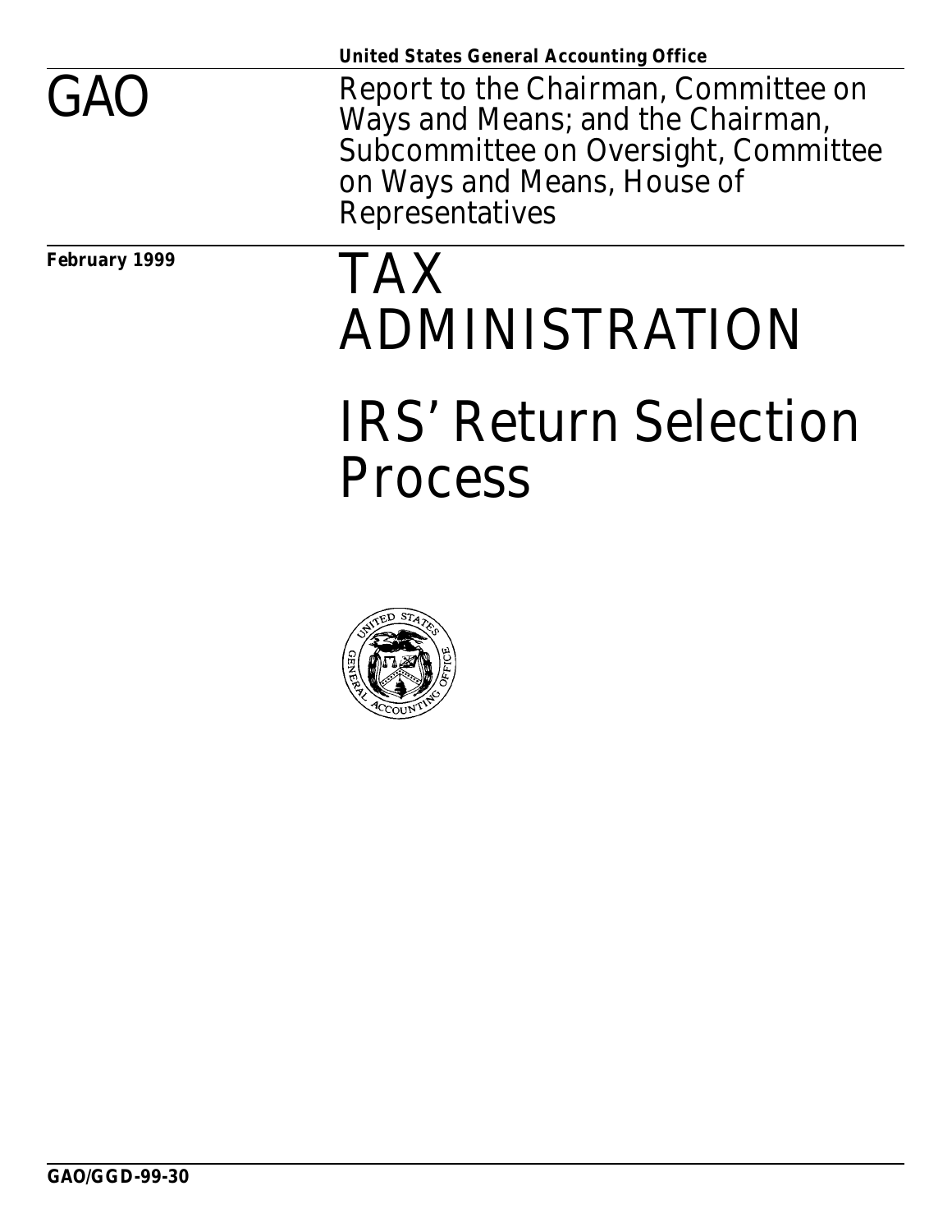**United States General Accounting Office**

# GAO

Report to the Chairman, Committee on Ways and Means; and the Chairman, Subcommittee on Oversight, Committee on Ways and Means, House of Representatives

**February 1999**

# TAX ADMINISTRATION

# IRS' Return Selection Process

**GAO/GGD-99-30**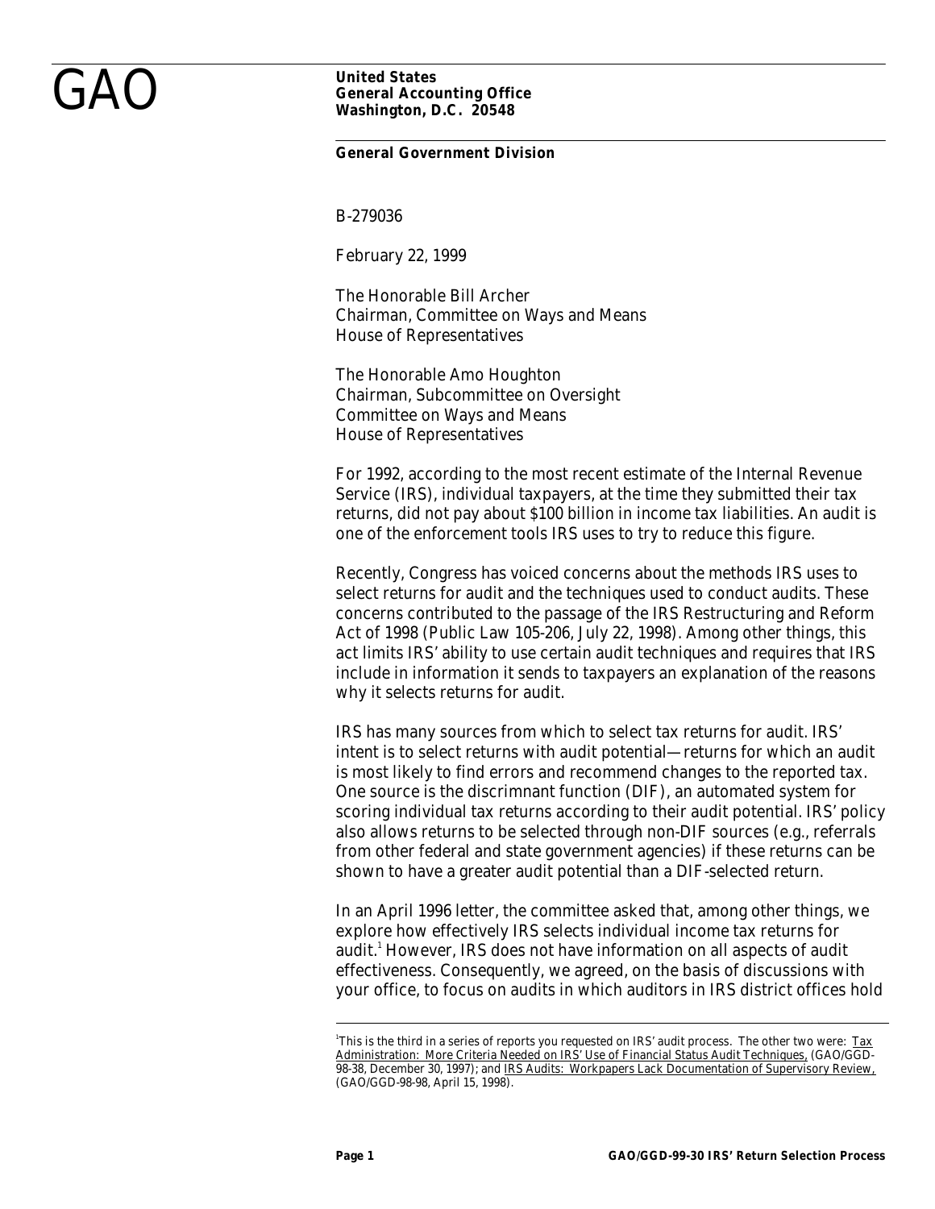GAO

**United States**
**General Accounting Office**
**Washington, D.C. 20548**

**General Government Division**

B-279036

February 22, 1999

The Honorable Bill Archer
Chairman, Committee on Ways and Means
House of Representatives

The Honorable Amo Houghton
Chairman, Subcommittee on Oversight
Committee on Ways and Means
House of Representatives

For 1992, according to the most recent estimate of the Internal Revenue Service (IRS), individual taxpayers, at the time they submitted their tax returns, did not pay about $100 billion in income tax liabilities. An audit is one of the enforcement tools IRS uses to try to reduce this figure.

Recently, Congress has voiced concerns about the methods IRS uses to select returns for audit and the techniques used to conduct audits. These concerns contributed to the passage of the IRS Restructuring and Reform Act of 1998 (Public Law 105-206, July 22, 1998). Among other things, this act limits IRS' ability to use certain audit techniques and requires that IRS include in information it sends to taxpayers an explanation of the reasons why it selects returns for audit.

IRS has many sources from which to select tax returns for audit. IRS' intent is to select returns with audit potential—returns for which an audit is most likely to find errors and recommend changes to the reported tax. One source is the discrimnant function (DIF), an automated system for scoring individual tax returns according to their audit potential. IRS' policy also allows returns to be selected through non-DIF sources (e.g., referrals from other federal and state government agencies) if these returns can be shown to have a greater audit potential than a DIF-selected return.

In an April 1996 letter, the committee asked that, among other things, we explore how effectively IRS selects individual income tax returns for audit.[1] However, IRS does not have information on all aspects of audit effectiveness. Consequently, we agreed, on the basis of discussions with your office, to focus on audits in which auditors in IRS district offices hold

[1] This is the third in a series of reports you requested on IRS' audit process. The other two were: Tax Administration: More Criteria Needed on IRS' Use of Financial Status Audit Techniques, (GAO/GGD-98-38, December 30, 1997); and IRS Audits: Workpapers Lack Documentation of Supervisory Review, (GAO/GGD-98-98, April 15, 1998).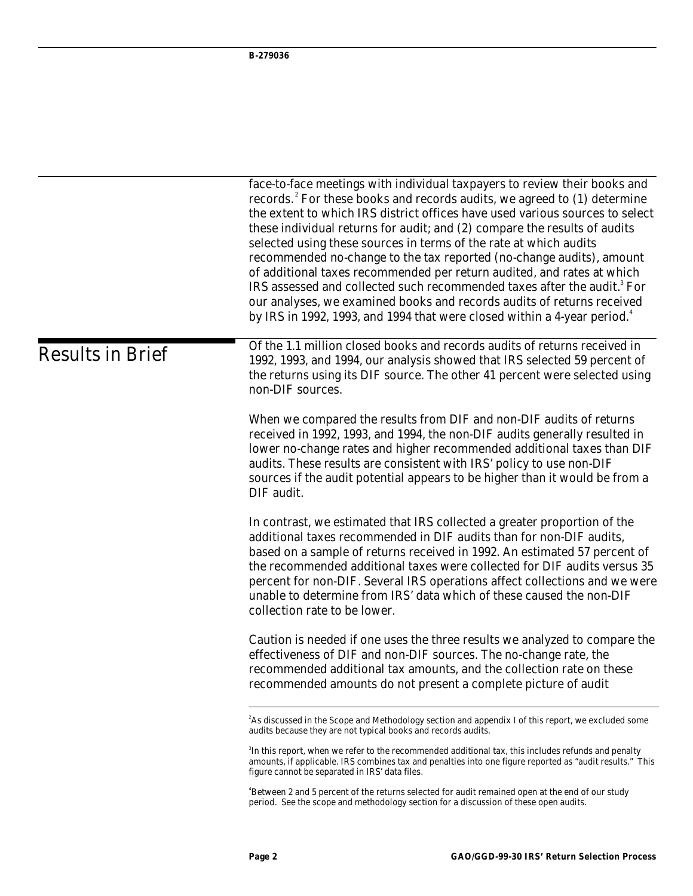face-to-face meetings with individual taxpayers to review their books and records.[2] For these books and records audits, we agreed to (1) determine the extent to which IRS district offices have used various sources to select these individual returns for audit; and (2) compare the results of audits selected using these sources in terms of the rate at which audits recommended no-change to the tax reported (no-change audits), amount of additional taxes recommended per return audited, and rates at which IRS assessed and collected such recommended taxes after the audit.[3] For our analyses, we examined books and records audits of returns received by IRS in 1992, 1993, and 1994 that were closed within a 4-year period.[4]

## Results in Brief

Of the 1.1 million closed books and records audits of returns received in 1992, 1993, and 1994, our analysis showed that IRS selected 59 percent of the returns using its DIF source. The other 41 percent were selected using non-DIF sources.

When we compared the results from DIF and non-DIF audits of returns received in 1992, 1993, and 1994, the non-DIF audits generally resulted in lower no-change rates and higher recommended additional taxes than DIF audits. These results are consistent with IRS' policy to use non-DIF sources if the audit potential appears to be higher than it would be from a DIF audit.

In contrast, we estimated that IRS collected a greater proportion of the additional taxes recommended in DIF audits than for non-DIF audits, based on a sample of returns received in 1992. An estimated 57 percent of the recommended additional taxes were collected for DIF audits versus 35 percent for non-DIF. Several IRS operations affect collections and we were unable to determine from IRS' data which of these caused the non-DIF collection rate to be lower.

Caution is needed if one uses the three results we analyzed to compare the effectiveness of DIF and non-DIF sources. The no-change rate, the recommended additional tax amounts, and the collection rate on these recommended amounts do not present a complete picture of audit

[2] As discussed in the Scope and Methodology section and appendix I of this report, we excluded some audits because they are not typical books and records audits.

[3] In this report, when we refer to the recommended additional tax, this includes refunds and penalty amounts, if applicable. IRS combines tax and penalties into one figure reported as "audit results." This figure cannot be separated in IRS' data files.

[4] Between 2 and 5 percent of the returns selected for audit remained open at the end of our study period. See the scope and methodology section for a discussion of these open audits.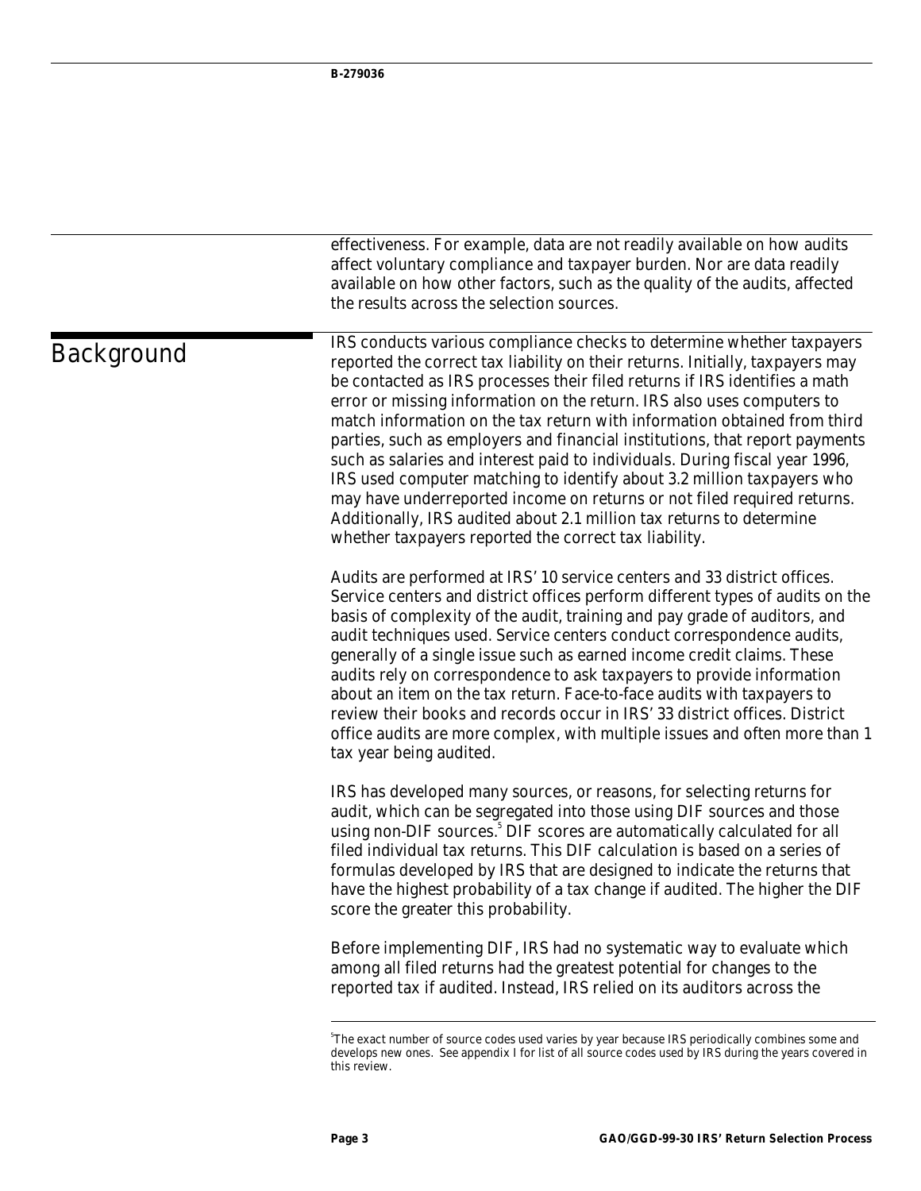effectiveness. For example, data are not readily available on how audits affect voluntary compliance and taxpayer burden. Nor are data readily available on how other factors, such as the quality of the audits, affected the results across the selection sources.

## Background

IRS conducts various compliance checks to determine whether taxpayers reported the correct tax liability on their returns. Initially, taxpayers may be contacted as IRS processes their filed returns if IRS identifies a math error or missing information on the return. IRS also uses computers to match information on the tax return with information obtained from third parties, such as employers and financial institutions, that report payments such as salaries and interest paid to individuals. During fiscal year 1996, IRS used computer matching to identify about 3.2 million taxpayers who may have underreported income on returns or not filed required returns. Additionally, IRS audited about 2.1 million tax returns to determine whether taxpayers reported the correct tax liability.

Audits are performed at IRS' 10 service centers and 33 district offices. Service centers and district offices perform different types of audits on the basis of complexity of the audit, training and pay grade of auditors, and audit techniques used. Service centers conduct correspondence audits, generally of a single issue such as earned income credit claims. These audits rely on correspondence to ask taxpayers to provide information about an item on the tax return. Face-to-face audits with taxpayers to review their books and records occur in IRS' 33 district offices. District office audits are more complex, with multiple issues and often more than 1 tax year being audited.

IRS has developed many sources, or reasons, for selecting returns for audit, which can be segregated into those using DIF sources and those using non-DIF sources.[5] DIF scores are automatically calculated for all filed individual tax returns. This DIF calculation is based on a series of formulas developed by IRS that are designed to indicate the returns that have the highest probability of a tax change if audited. The higher the DIF score the greater this probability.

Before implementing DIF, IRS had no systematic way to evaluate which among all filed returns had the greatest potential for changes to the reported tax if audited. Instead, IRS relied on its auditors across the

[5] The exact number of source codes used varies by year because IRS periodically combines some and develops new ones. See appendix I for list of all source codes used by IRS during the years covered in this review.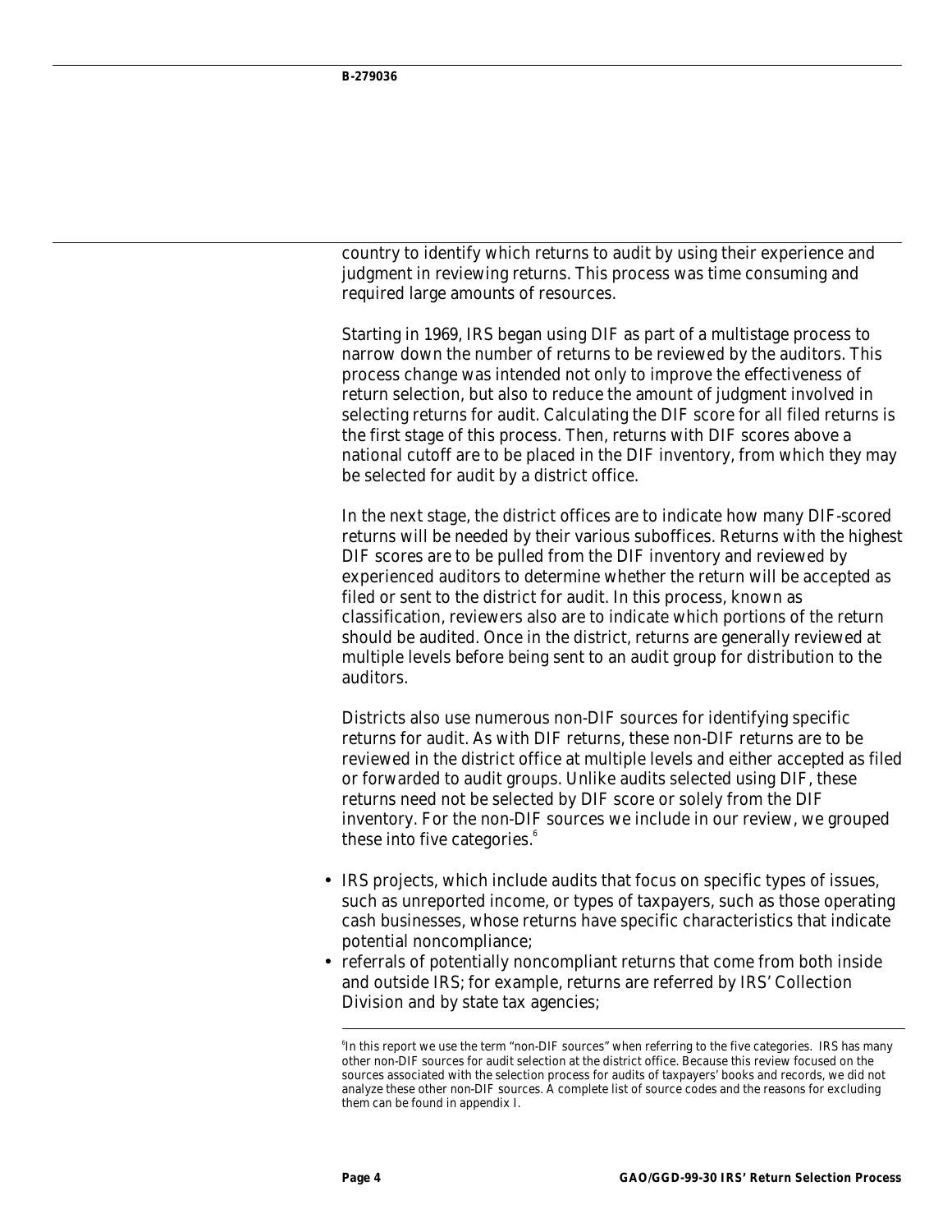country to identify which returns to audit by using their experience and judgment in reviewing returns. This process was time consuming and required large amounts of resources.

Starting in 1969, IRS began using DIF as part of a multistage process to narrow down the number of returns to be reviewed by the auditors. This process change was intended not only to improve the effectiveness of return selection, but also to reduce the amount of judgment involved in selecting returns for audit. Calculating the DIF score for all filed returns is the first stage of this process. Then, returns with DIF scores above a national cutoff are to be placed in the DIF inventory, from which they may be selected for audit by a district office.

In the next stage, the district offices are to indicate how many DIF-scored returns will be needed by their various suboffices. Returns with the highest DIF scores are to be pulled from the DIF inventory and reviewed by experienced auditors to determine whether the return will be accepted as filed or sent to the district for audit. In this process, known as classification, reviewers also are to indicate which portions of the return should be audited. Once in the district, returns are generally reviewed at multiple levels before being sent to an audit group for distribution to the auditors.

Districts also use numerous non-DIF sources for identifying specific returns for audit. As with DIF returns, these non-DIF returns are to be reviewed in the district office at multiple levels and either accepted as filed or forwarded to audit groups. Unlike audits selected using DIF, these returns need not be selected by DIF score or solely from the DIF inventory. For the non-DIF sources we include in our review, we grouped these into five categories.[6]

- IRS projects, which include audits that focus on specific types of issues, such as unreported income, or types of taxpayers, such as those operating cash businesses, whose returns have specific characteristics that indicate potential noncompliance;
- referrals of potentially noncompliant returns that come from both inside and outside IRS; for example, returns are referred by IRS' Collection Division and by state tax agencies;

[6] In this report we use the term "non-DIF sources" when referring to the five categories. IRS has many other non-DIF sources for audit selection at the district office. Because this review focused on the sources associated with the selection process for audits of taxpayers' books and records, we did not analyze these other non-DIF sources. A complete list of source codes and the reasons for excluding them can be found in appendix I.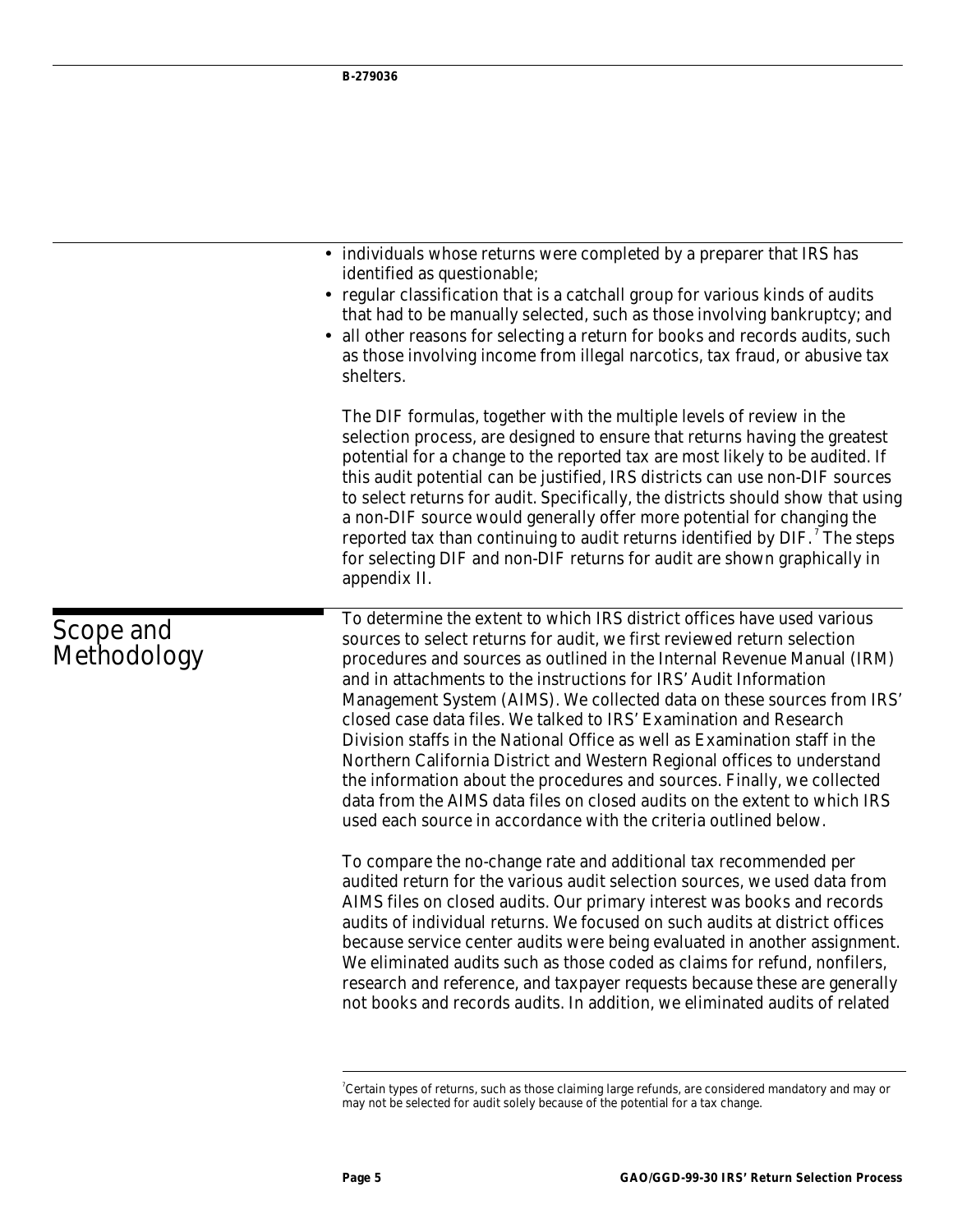- individuals whose returns were completed by a preparer that IRS has identified as questionable;
- regular classification that is a catchall group for various kinds of audits that had to be manually selected, such as those involving bankruptcy; and
- all other reasons for selecting a return for books and records audits, such as those involving income from illegal narcotics, tax fraud, or abusive tax shelters.

The DIF formulas, together with the multiple levels of review in the selection process, are designed to ensure that returns having the greatest potential for a change to the reported tax are most likely to be audited. If this audit potential can be justified, IRS districts can use non-DIF sources to select returns for audit. Specifically, the districts should show that using a non-DIF source would generally offer more potential for changing the reported tax than continuing to audit returns identified by DIF.[7] The steps for selecting DIF and non-DIF returns for audit are shown graphically in appendix II.

## Scope and Methodology

To determine the extent to which IRS district offices have used various sources to select returns for audit, we first reviewed return selection procedures and sources as outlined in the Internal Revenue Manual (IRM) and in attachments to the instructions for IRS' Audit Information Management System (AIMS). We collected data on these sources from IRS' closed case data files. We talked to IRS' Examination and Research Division staffs in the National Office as well as Examination staff in the Northern California District and Western Regional offices to understand the information about the procedures and sources. Finally, we collected data from the AIMS data files on closed audits on the extent to which IRS used each source in accordance with the criteria outlined below.

To compare the no-change rate and additional tax recommended per audited return for the various audit selection sources, we used data from AIMS files on closed audits. Our primary interest was books and records audits of individual returns. We focused on such audits at district offices because service center audits were being evaluated in another assignment. We eliminated audits such as those coded as claims for refund, nonfilers, research and reference, and taxpayer requests because these are generally not books and records audits. In addition, we eliminated audits of related

[7]Certain types of returns, such as those claiming large refunds, are considered mandatory and may or may not be selected for audit solely because of the potential for a tax change.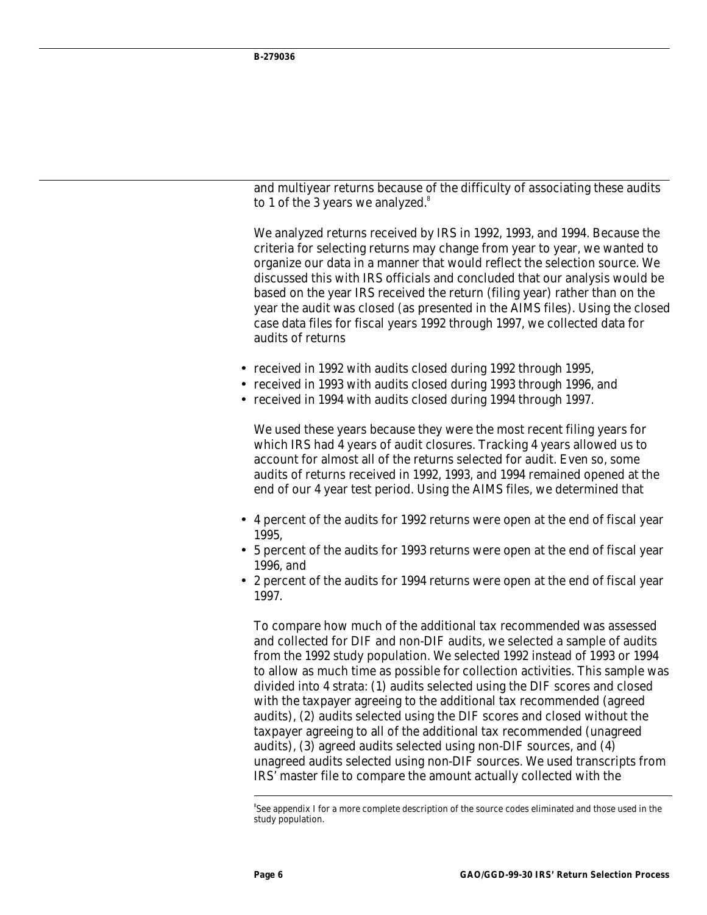and multiyear returns because of the difficulty of associating these audits to 1 of the 3 years we analyzed.[8]

We analyzed returns received by IRS in 1992, 1993, and 1994. Because the criteria for selecting returns may change from year to year, we wanted to organize our data in a manner that would reflect the selection source. We discussed this with IRS officials and concluded that our analysis would be based on the year IRS received the return (filing year) rather than on the year the audit was closed (as presented in the AIMS files). Using the closed case data files for fiscal years 1992 through 1997, we collected data for audits of returns

- received in 1992 with audits closed during 1992 through 1995,
- received in 1993 with audits closed during 1993 through 1996, and
- received in 1994 with audits closed during 1994 through 1997.

We used these years because they were the most recent filing years for which IRS had 4 years of audit closures. Tracking 4 years allowed us to account for almost all of the returns selected for audit. Even so, some audits of returns received in 1992, 1993, and 1994 remained opened at the end of our 4 year test period. Using the AIMS files, we determined that

- 4 percent of the audits for 1992 returns were open at the end of fiscal year 1995,
- 5 percent of the audits for 1993 returns were open at the end of fiscal year 1996, and
- 2 percent of the audits for 1994 returns were open at the end of fiscal year 1997.

To compare how much of the additional tax recommended was assessed and collected for DIF and non-DIF audits, we selected a sample of audits from the 1992 study population. We selected 1992 instead of 1993 or 1994 to allow as much time as possible for collection activities. This sample was divided into 4 strata: (1) audits selected using the DIF scores and closed with the taxpayer agreeing to the additional tax recommended (agreed audits), (2) audits selected using the DIF scores and closed without the taxpayer agreeing to all of the additional tax recommended (unagreed audits), (3) agreed audits selected using non-DIF sources, and (4) unagreed audits selected using non-DIF sources. We used transcripts from IRS' master file to compare the amount actually collected with the

[8] See appendix I for a more complete description of the source codes eliminated and those used in the study population.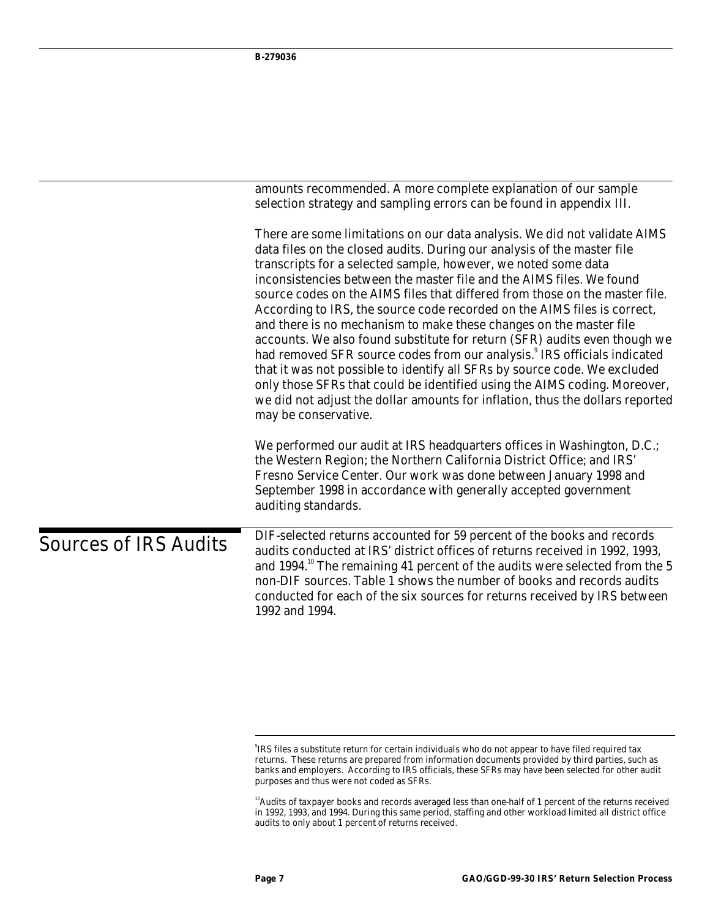amounts recommended. A more complete explanation of our sample selection strategy and sampling errors can be found in appendix III.

There are some limitations on our data analysis. We did not validate AIMS data files on the closed audits. During our analysis of the master file transcripts for a selected sample, however, we noted some data inconsistencies between the master file and the AIMS files. We found source codes on the AIMS files that differed from those on the master file. According to IRS, the source code recorded on the AIMS files is correct, and there is no mechanism to make these changes on the master file accounts. We also found substitute for return (SFR) audits even though we had removed SFR source codes from our analysis.[9] IRS officials indicated that it was not possible to identify all SFRs by source code. We excluded only those SFRs that could be identified using the AIMS coding. Moreover, we did not adjust the dollar amounts for inflation, thus the dollars reported may be conservative.

We performed our audit at IRS headquarters offices in Washington, D.C.; the Western Region; the Northern California District Office; and IRS' Fresno Service Center. Our work was done between January 1998 and September 1998 in accordance with generally accepted government auditing standards.

## Sources of IRS Audits

DIF-selected returns accounted for 59 percent of the books and records audits conducted at IRS' district offices of returns received in 1992, 1993, and 1994.[10] The remaining 41 percent of the audits were selected from the 5 non-DIF sources. Table 1 shows the number of books and records audits conducted for each of the six sources for returns received by IRS between 1992 and 1994.

[9] IRS files a substitute return for certain individuals who do not appear to have filed required tax returns. These returns are prepared from information documents provided by third parties, such as banks and employers. According to IRS officials, these SFRs may have been selected for other audit purposes and thus were not coded as SFRs.

[10] Audits of taxpayer books and records averaged less than one-half of 1 percent of the returns received in 1992, 1993, and 1994. During this same period, staffing and other workload limited all district office audits to only about 1 percent of returns received.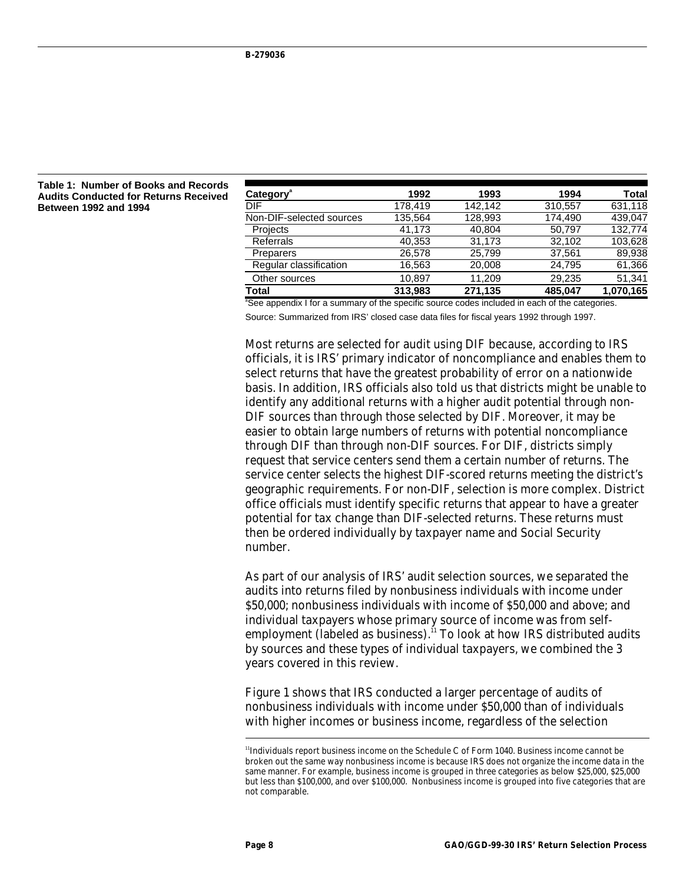**Table 1: Number of Books and Records Audits Conducted for Returns Received Between 1992 and 1994**

| Category[a] | 1992 | 1993 | 1994 | Total |
|---|---|---|---|---|
| DIF | 178,419 | 142,142 | 310,557 | 631,118 |
| Non-DIF-selected sources | 135,564 | 128,993 | 174,490 | 439,047 |
| Projects | 41,173 | 40,804 | 50,797 | 132,774 |
| Referrals | 40,353 | 31,173 | 32,102 | 103,628 |
| Preparers | 26,578 | 25,799 | 37,561 | 89,938 |
| Regular classification | 16,563 | 20,008 | 24,795 | 61,366 |
| Other sources | 10,897 | 11,209 | 29,235 | 51,341 |
| **Total** | **313,983** | **271,135** | **485,047** | **1,070,165** |

[a]See appendix I for a summary of the specific source codes included in each of the categories.

Source: Summarized from IRS' closed case data files for fiscal years 1992 through 1997.

Most returns are selected for audit using DIF because, according to IRS officials, it is IRS' primary indicator of noncompliance and enables them to select returns that have the greatest probability of error on a nationwide basis. In addition, IRS officials also told us that districts might be unable to identify any additional returns with a higher audit potential through non-DIF sources than through those selected by DIF. Moreover, it may be easier to obtain large numbers of returns with potential noncompliance through DIF than through non-DIF sources. For DIF, districts simply request that service centers send them a certain number of returns. The service center selects the highest DIF-scored returns meeting the district's geographic requirements. For non-DIF, selection is more complex. District office officials must identify specific returns that appear to have a greater potential for tax change than DIF-selected returns. These returns must then be ordered individually by taxpayer name and Social Security number.

As part of our analysis of IRS' audit selection sources, we separated the audits into returns filed by nonbusiness individuals with income under \$50,000; nonbusiness individuals with income of \$50,000 and above; and individual taxpayers whose primary source of income was from self-employment (labeled as business).[11] To look at how IRS distributed audits by sources and these types of individual taxpayers, we combined the 3 years covered in this review.

Figure 1 shows that IRS conducted a larger percentage of audits of nonbusiness individuals with income under \$50,000 than of individuals with higher incomes or business income, regardless of the selection

[11]Individuals report business income on the Schedule C of Form 1040. Business income cannot be broken out the same way nonbusiness income is because IRS does not organize the income data in the same manner. For example, business income is grouped in three categories as below \$25,000, \$25,000 but less than \$100,000, and over \$100,000. Nonbusiness income is grouped into five categories that are not comparable.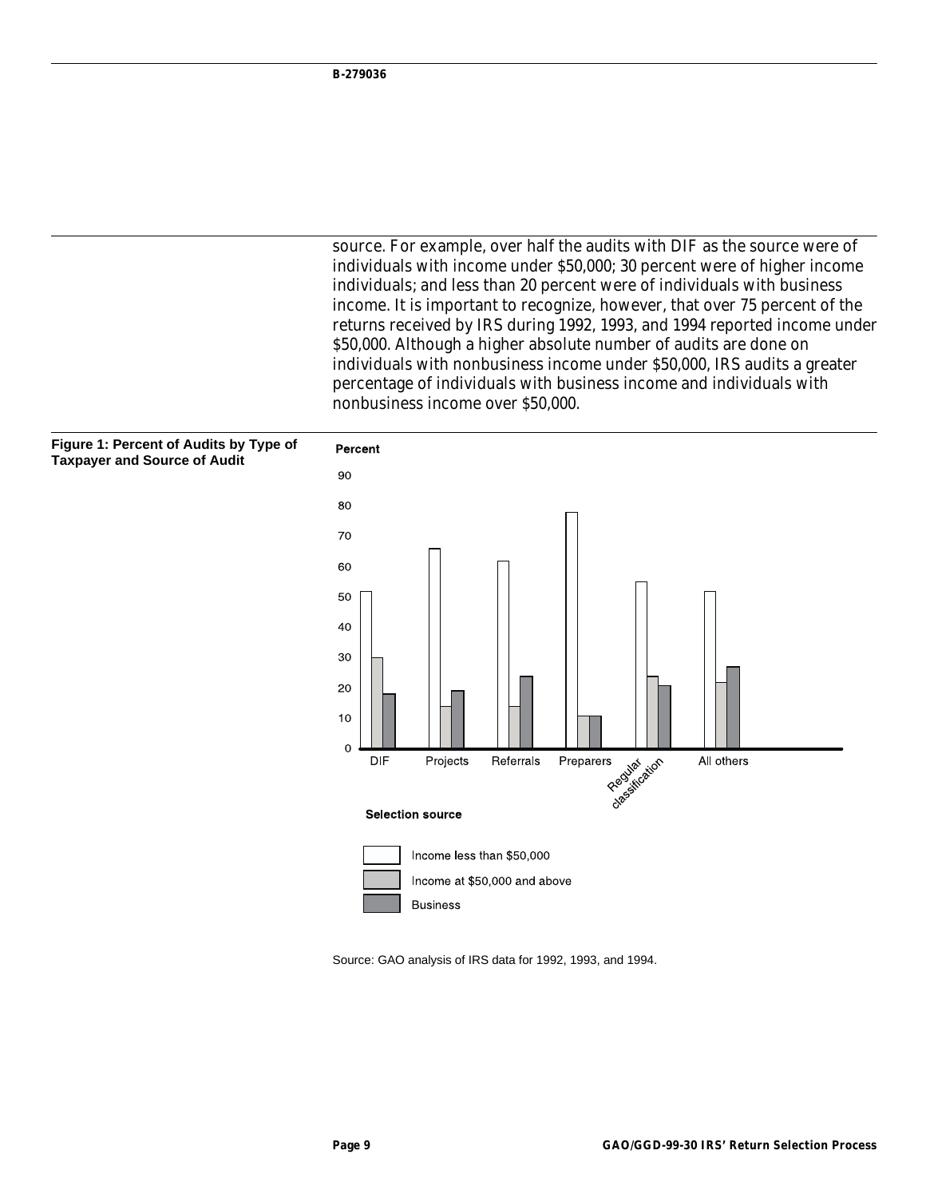source. For example, over half the audits with DIF as the source were of individuals with income under $50,000; 30 percent were of higher income individuals; and less than 20 percent were of individuals with business income. It is important to recognize, however, that over 75 percent of the returns received by IRS during 1992, 1993, and 1994 reported income under $50,000. Although a higher absolute number of audits are done on individuals with nonbusiness income under $50,000, IRS audits a greater percentage of individuals with business income and individuals with nonbusiness income over $50,000.

**Figure 1: Percent of Audits by Type of Taxpayer and Source of Audit**

Source: GAO analysis of IRS data for 1992, 1993, and 1994.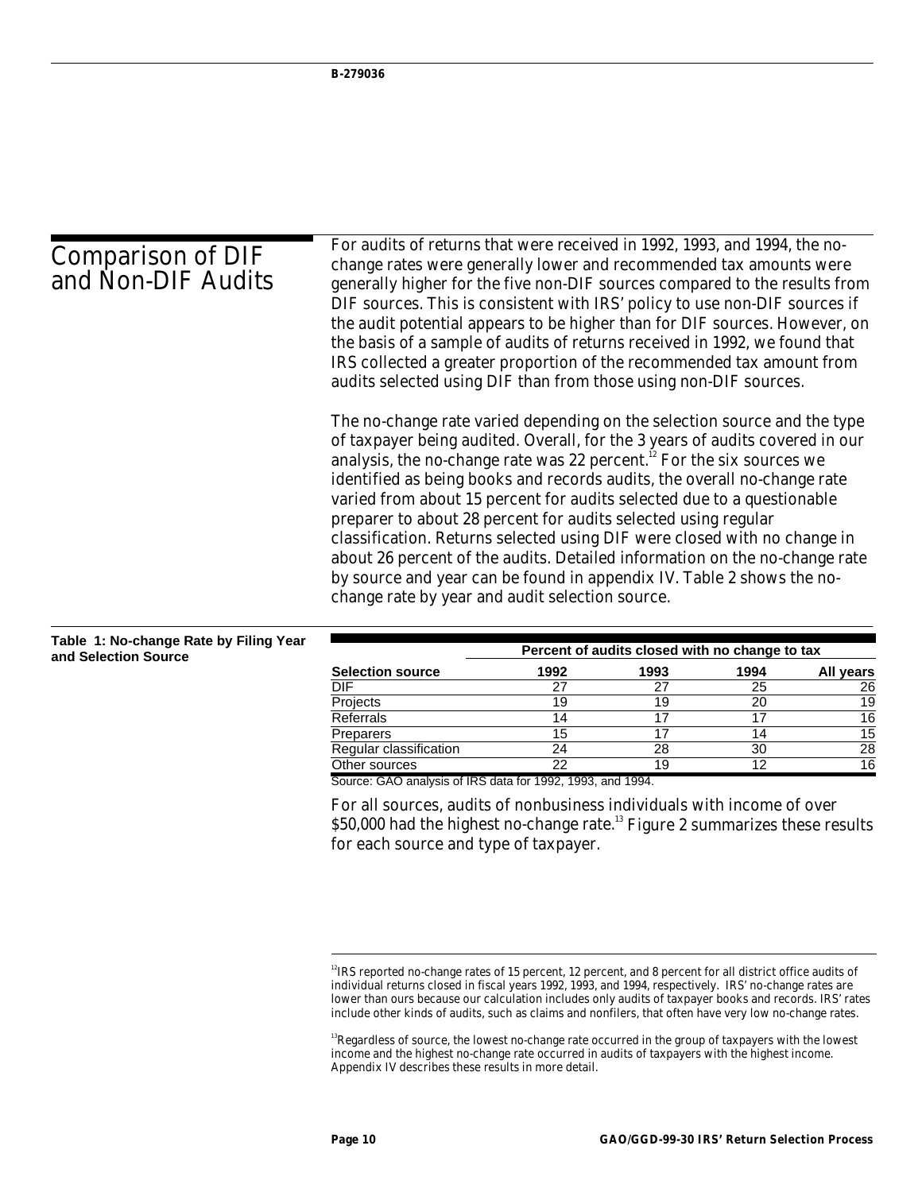## Comparison of DIF and Non-DIF Audits

For audits of returns that were received in 1992, 1993, and 1994, the no-change rates were generally lower and recommended tax amounts were generally higher for the five non-DIF sources compared to the results from DIF sources. This is consistent with IRS' policy to use non-DIF sources if the audit potential appears to be higher than for DIF sources. However, on the basis of a sample of audits of returns received in 1992, we found that IRS collected a greater proportion of the recommended tax amount from audits selected using DIF than from those using non-DIF sources.

The no-change rate varied depending on the selection source and the type of taxpayer being audited. Overall, for the 3 years of audits covered in our analysis, the no-change rate was 22 percent.[12] For the six sources we identified as being books and records audits, the overall no-change rate varied from about 15 percent for audits selected due to a questionable preparer to about 28 percent for audits selected using regular classification. Returns selected using DIF were closed with no change in about 26 percent of the audits. Detailed information on the no-change rate by source and year can be found in appendix IV. Table 2 shows the no-change rate by year and audit selection source.

**Table 1: No-change Rate by Filing Year and Selection Source**

| | Percent of audits closed with no change to tax | | | |
|---|---|---|---|---|
| **Selection source** | **1992** | **1993** | **1994** | **All years** |
| DIF | 27 | 27 | 25 | 26 |
| Projects | 19 | 19 | 20 | 19 |
| Referrals | 14 | 17 | 17 | 16 |
| Preparers | 15 | 17 | 14 | 15 |
| Regular classification | 24 | 28 | 30 | 28 |
| Other sources | 22 | 19 | 12 | 16 |

Source: GAO analysis of IRS data for 1992, 1993, and 1994.

For all sources, audits of nonbusiness individuals with income of over $50,000 had the highest no-change rate.[13] Figure 2 summarizes these results for each source and type of taxpayer.

[12] IRS reported no-change rates of 15 percent, 12 percent, and 8 percent for all district office audits of individual returns closed in fiscal years 1992, 1993, and 1994, respectively. IRS' no-change rates are lower than ours because our calculation includes only audits of taxpayer books and records. IRS' rates include other kinds of audits, such as claims and nonfilers, that often have very low no-change rates.

[13] Regardless of source, the lowest no-change rate occurred in the group of taxpayers with the lowest income and the highest no-change rate occurred in audits of taxpayers with the highest income. Appendix IV describes these results in more detail.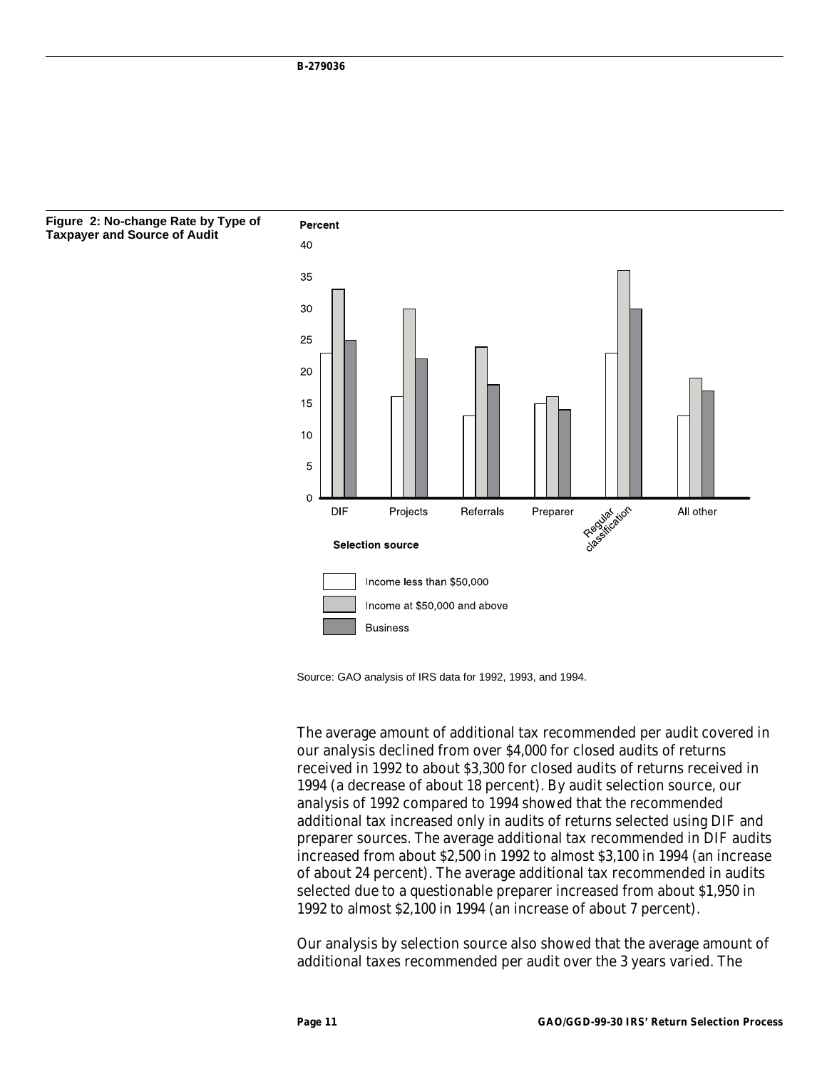**Figure 2: No-change Rate by Type of Taxpayer and Source of Audit**

Percent

| Selection source | Income less than \$50,000 | Income at \$50,000 and above | Business |
|---|---|---|---|
| DIF | 23 | 33 | 25 |
| Projects | 16 | 30 | 22 |
| Referrals | 13 | 24 | 18 |
| Preparer | 15 | 16 | 14 |
| Regular classification | 23 | 36 | 30 |
| All other | 13 | 19 | 17 |

Source: GAO analysis of IRS data for 1992, 1993, and 1994.

The average amount of additional tax recommended per audit covered in our analysis declined from over \$4,000 for closed audits of returns received in 1992 to about \$3,300 for closed audits of returns received in 1994 (a decrease of about 18 percent). By audit selection source, our analysis of 1992 compared to 1994 showed that the recommended additional tax increased only in audits of returns selected using DIF and preparer sources. The average additional tax recommended in DIF audits increased from about \$2,500 in 1992 to almost \$3,100 in 1994 (an increase of about 24 percent). The average additional tax recommended in audits selected due to a questionable preparer increased from about \$1,950 in 1992 to almost \$2,100 in 1994 (an increase of about 7 percent).

Our analysis by selection source also showed that the average amount of additional taxes recommended per audit over the 3 years varied. The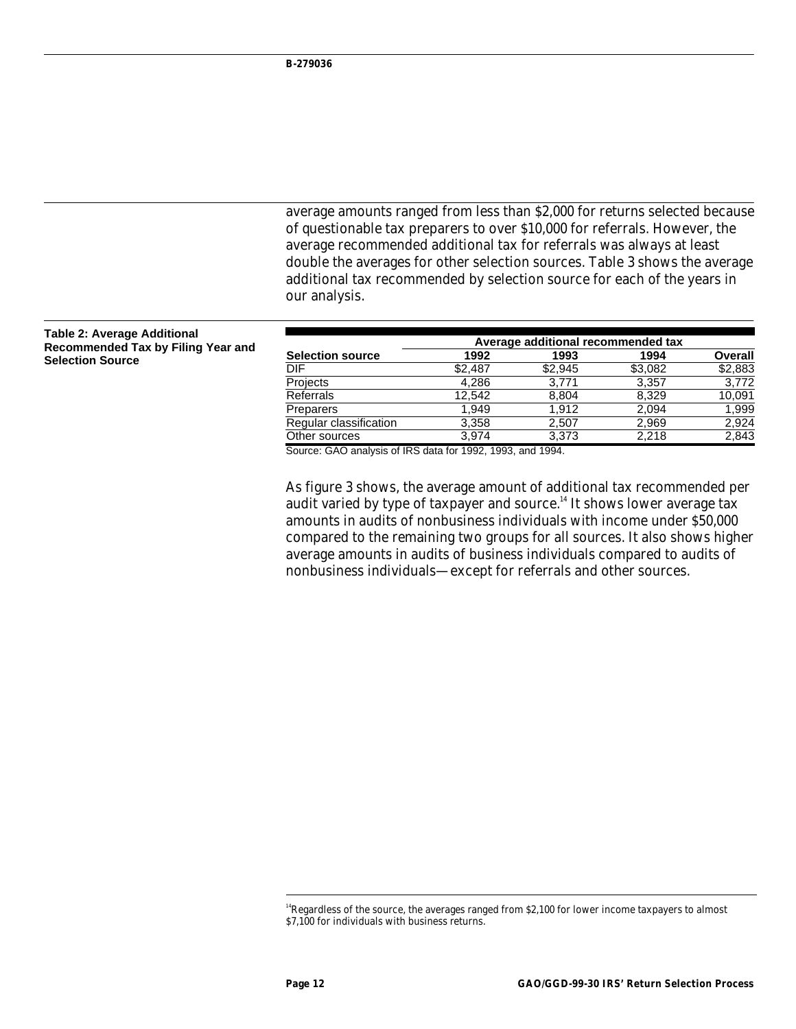average amounts ranged from less than $2,000 for returns selected because of questionable tax preparers to over $10,000 for referrals. However, the average recommended additional tax for referrals was always at least double the averages for other selection sources. Table 3 shows the average additional tax recommended by selection source for each of the years in our analysis.

**Table 2: Average Additional Recommended Tax by Filing Year and Selection Source**

| | Average additional recommended tax | | | |
|---|---|---|---|---|
| **Selection source** | **1992** | **1993** | **1994** | **Overall** |
| DIF | $2,487 | $2,945 | $3,082 | $2,883 |
| Projects | 4,286 | 3,771 | 3,357 | 3,772 |
| Referrals | 12,542 | 8,804 | 8,329 | 10,091 |
| Preparers | 1,949 | 1,912 | 2,094 | 1,999 |
| Regular classification | 3,358 | 2,507 | 2,969 | 2,924 |
| Other sources | 3,974 | 3,373 | 2,218 | 2,843 |

Source: GAO analysis of IRS data for 1992, 1993, and 1994.

As figure 3 shows, the average amount of additional tax recommended per audit varied by type of taxpayer and source.[14] It shows lower average tax amounts in audits of nonbusiness individuals with income under $50,000 compared to the remaining two groups for all sources. It also shows higher average amounts in audits of business individuals compared to audits of nonbusiness individuals—except for referrals and other sources.

[14] Regardless of the source, the averages ranged from $2,100 for lower income taxpayers to almost $7,100 for individuals with business returns.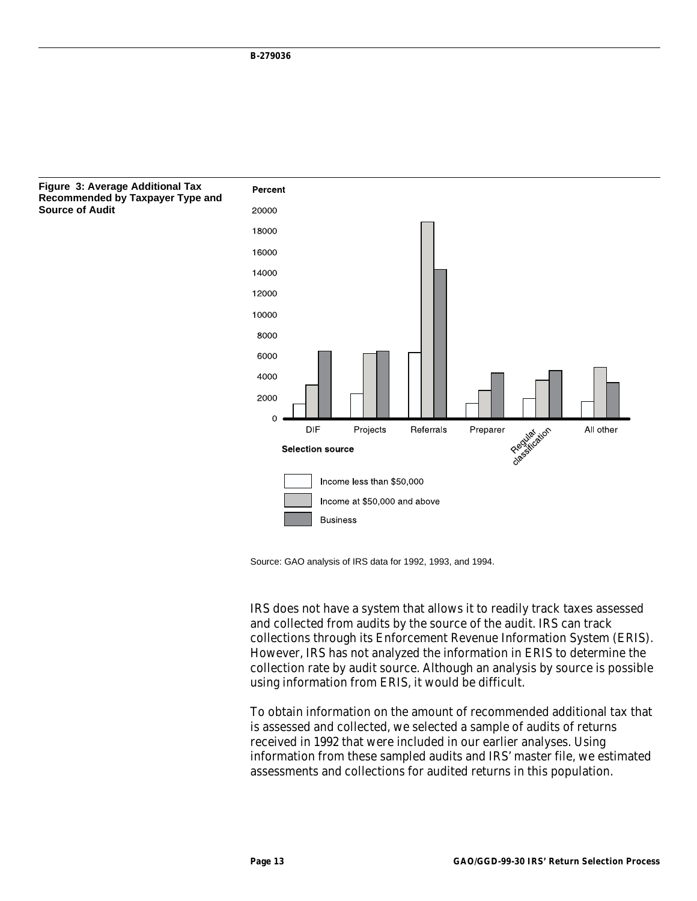**Figure 3: Average Additional Tax Recommended by Taxpayer Type and Source of Audit**

Source: GAO analysis of IRS data for 1992, 1993, and 1994.

IRS does not have a system that allows it to readily track taxes assessed and collected from audits by the source of the audit. IRS can track collections through its Enforcement Revenue Information System (ERIS). However, IRS has not analyzed the information in ERIS to determine the collection rate by audit source. Although an analysis by source is possible using information from ERIS, it would be difficult.

To obtain information on the amount of recommended additional tax that is assessed and collected, we selected a sample of audits of returns received in 1992 that were included in our earlier analyses. Using information from these sampled audits and IRS' master file, we estimated assessments and collections for audited returns in this population.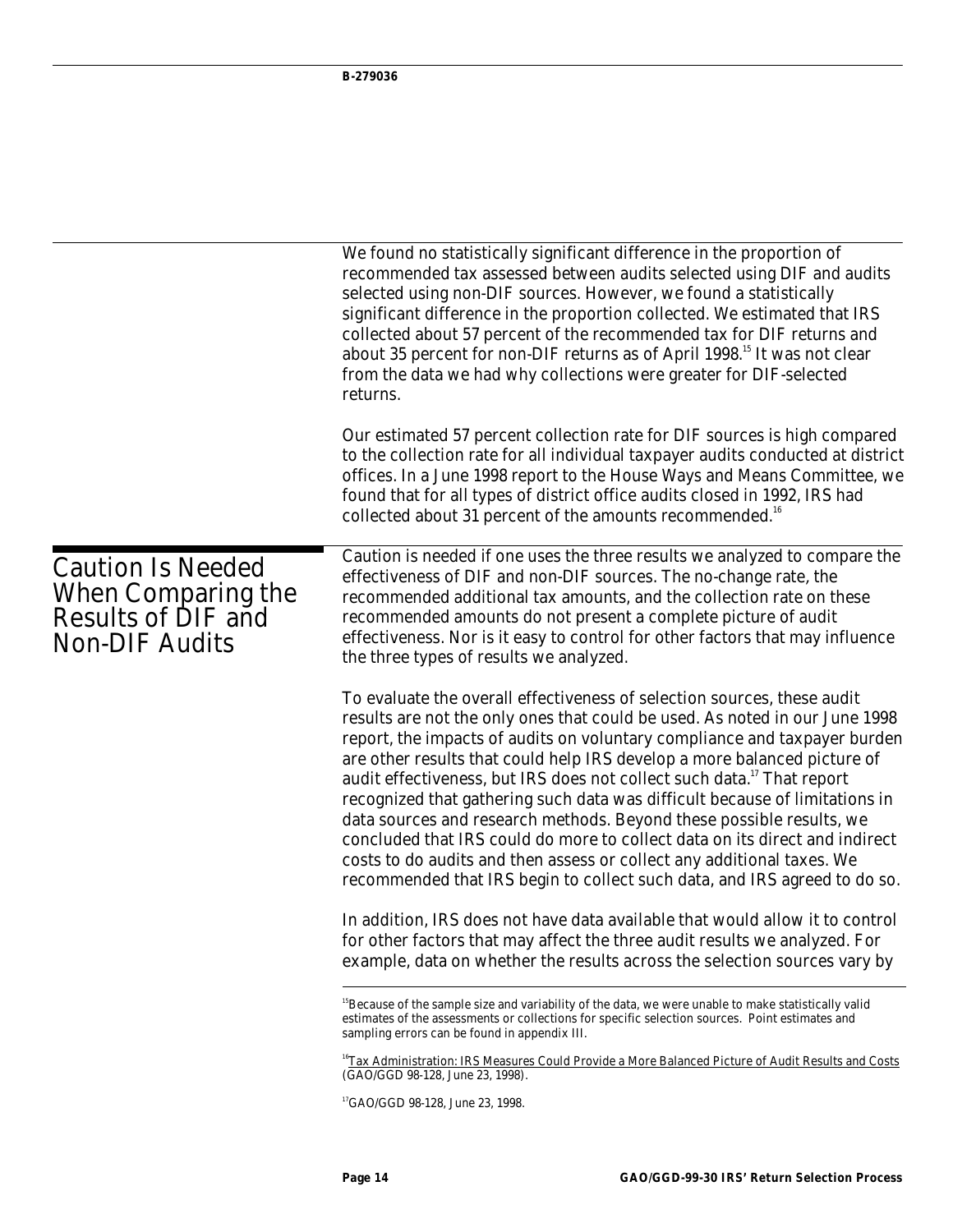We found no statistically significant difference in the proportion of recommended tax assessed between audits selected using DIF and audits selected using non-DIF sources. However, we found a statistically significant difference in the proportion collected. We estimated that IRS collected about 57 percent of the recommended tax for DIF returns and about 35 percent for non-DIF returns as of April 1998.[15] It was not clear from the data we had why collections were greater for DIF-selected returns.

Our estimated 57 percent collection rate for DIF sources is high compared to the collection rate for all individual taxpayer audits conducted at district offices. In a June 1998 report to the House Ways and Means Committee, we found that for all types of district office audits closed in 1992, IRS had collected about 31 percent of the amounts recommended.[16]

## Caution Is Needed When Comparing the Results of DIF and Non-DIF Audits

Caution is needed if one uses the three results we analyzed to compare the effectiveness of DIF and non-DIF sources. The no-change rate, the recommended additional tax amounts, and the collection rate on these recommended amounts do not present a complete picture of audit effectiveness. Nor is it easy to control for other factors that may influence the three types of results we analyzed.

To evaluate the overall effectiveness of selection sources, these audit results are not the only ones that could be used. As noted in our June 1998 report, the impacts of audits on voluntary compliance and taxpayer burden are other results that could help IRS develop a more balanced picture of audit effectiveness, but IRS does not collect such data.[17] That report recognized that gathering such data was difficult because of limitations in data sources and research methods. Beyond these possible results, we concluded that IRS could do more to collect data on its direct and indirect costs to do audits and then assess or collect any additional taxes. We recommended that IRS begin to collect such data, and IRS agreed to do so.

In addition, IRS does not have data available that would allow it to control for other factors that may affect the three audit results we analyzed. For example, data on whether the results across the selection sources vary by

[15] Because of the sample size and variability of the data, we were unable to make statistically valid estimates of the assessments or collections for specific selection sources. Point estimates and sampling errors can be found in appendix III.

[16] Tax Administration: IRS Measures Could Provide a More Balanced Picture of Audit Results and Costs (GAO/GGD 98-128, June 23, 1998).

[17] GAO/GGD 98-128, June 23, 1998.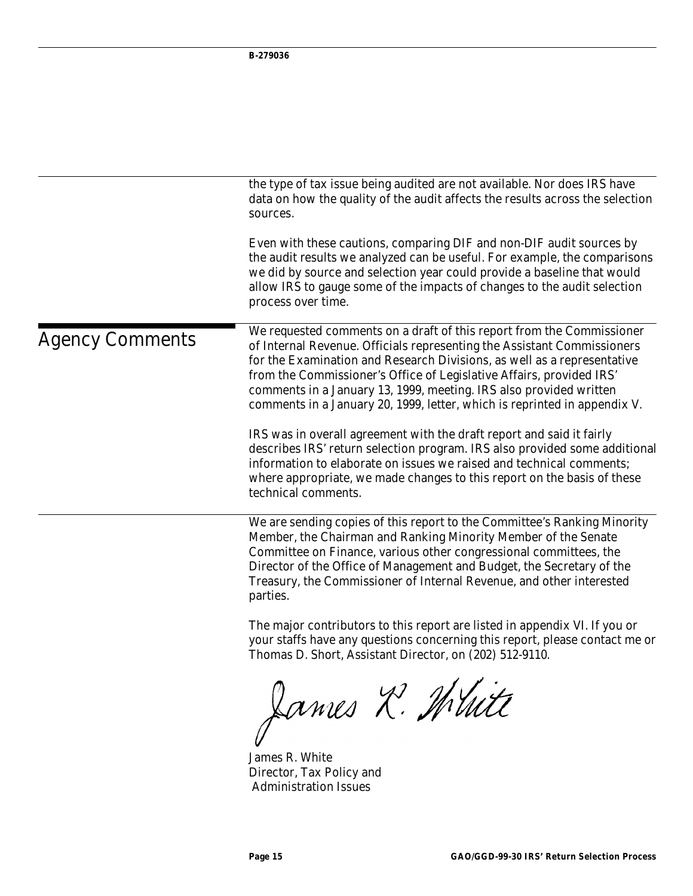the type of tax issue being audited are not available. Nor does IRS have data on how the quality of the audit affects the results across the selection sources.

Even with these cautions, comparing DIF and non-DIF audit sources by the audit results we analyzed can be useful. For example, the comparisons we did by source and selection year could provide a baseline that would allow IRS to gauge some of the impacts of changes to the audit selection process over time.

## Agency Comments

We requested comments on a draft of this report from the Commissioner of Internal Revenue. Officials representing the Assistant Commissioners for the Examination and Research Divisions, as well as a representative from the Commissioner's Office of Legislative Affairs, provided IRS' comments in a January 13, 1999, meeting. IRS also provided written comments in a January 20, 1999, letter, which is reprinted in appendix V.

IRS was in overall agreement with the draft report and said it fairly describes IRS' return selection program. IRS also provided some additional information to elaborate on issues we raised and technical comments; where appropriate, we made changes to this report on the basis of these technical comments.

We are sending copies of this report to the Committee's Ranking Minority Member, the Chairman and Ranking Minority Member of the Senate Committee on Finance, various other congressional committees, the Director of the Office of Management and Budget, the Secretary of the Treasury, the Commissioner of Internal Revenue, and other interested parties.

The major contributors to this report are listed in appendix VI. If you or your staffs have any questions concerning this report, please contact me or Thomas D. Short, Assistant Director, on (202) 512-9110.

James R. White

James R. White
Director, Tax Policy and
Administration Issues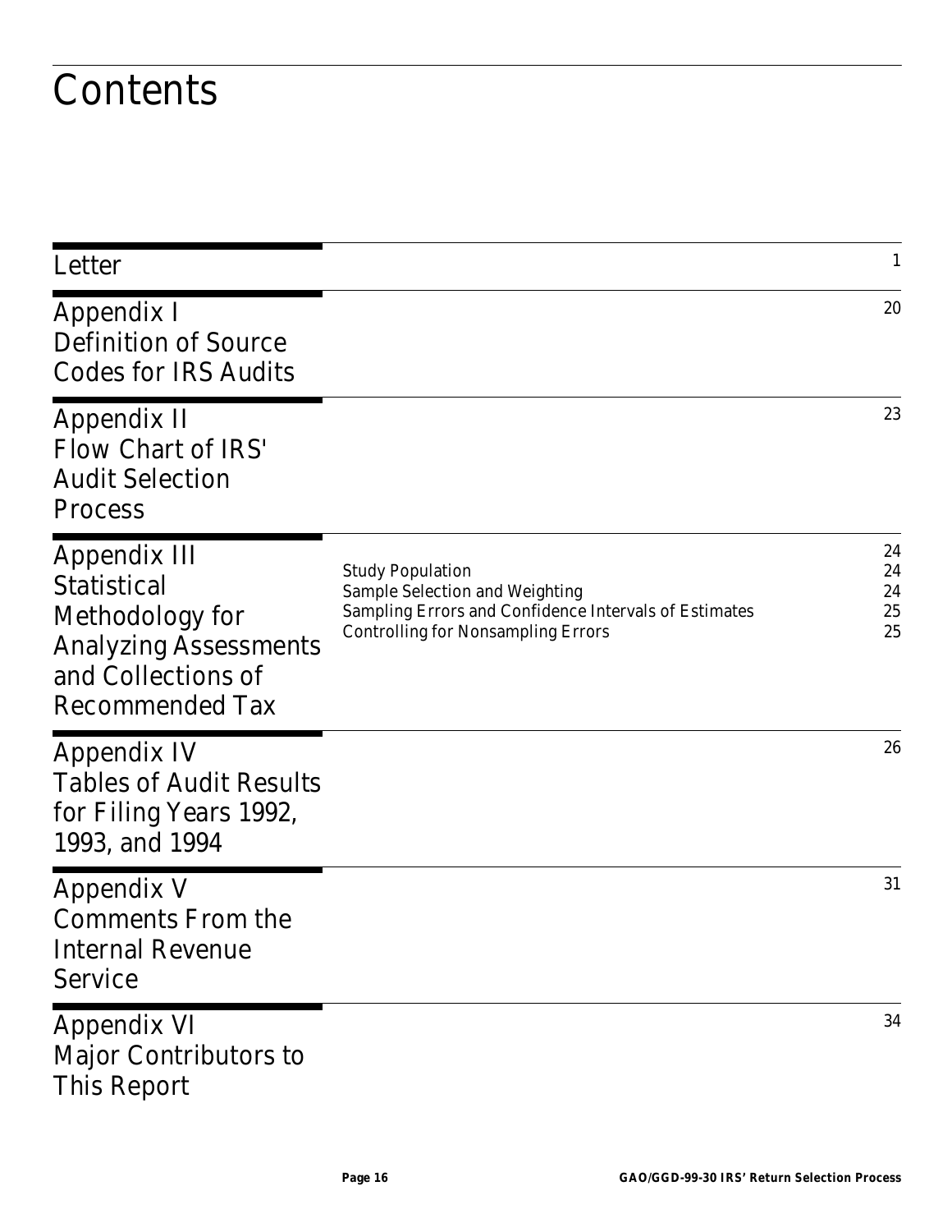# Contents

| | | |
|---|---|---|
| Letter | | 1 |
| Appendix I Definition of Source Codes for IRS Audits | | 20 |
| Appendix II Flow Chart of IRS' Audit Selection Process | | 23 |
| Appendix III Statistical Methodology for Analyzing Assessments and Collections of Recommended Tax | | 24 |
| | Study Population | 24 |
| | Sample Selection and Weighting | 24 |
| | Sampling Errors and Confidence Intervals of Estimates | 25 |
| | Controlling for Nonsampling Errors | 25 |
| Appendix IV Tables of Audit Results for Filing Years 1992, 1993, and 1994 | | 26 |
| Appendix V Comments From the Internal Revenue Service | | 31 |
| Appendix VI Major Contributors to This Report | | 34 |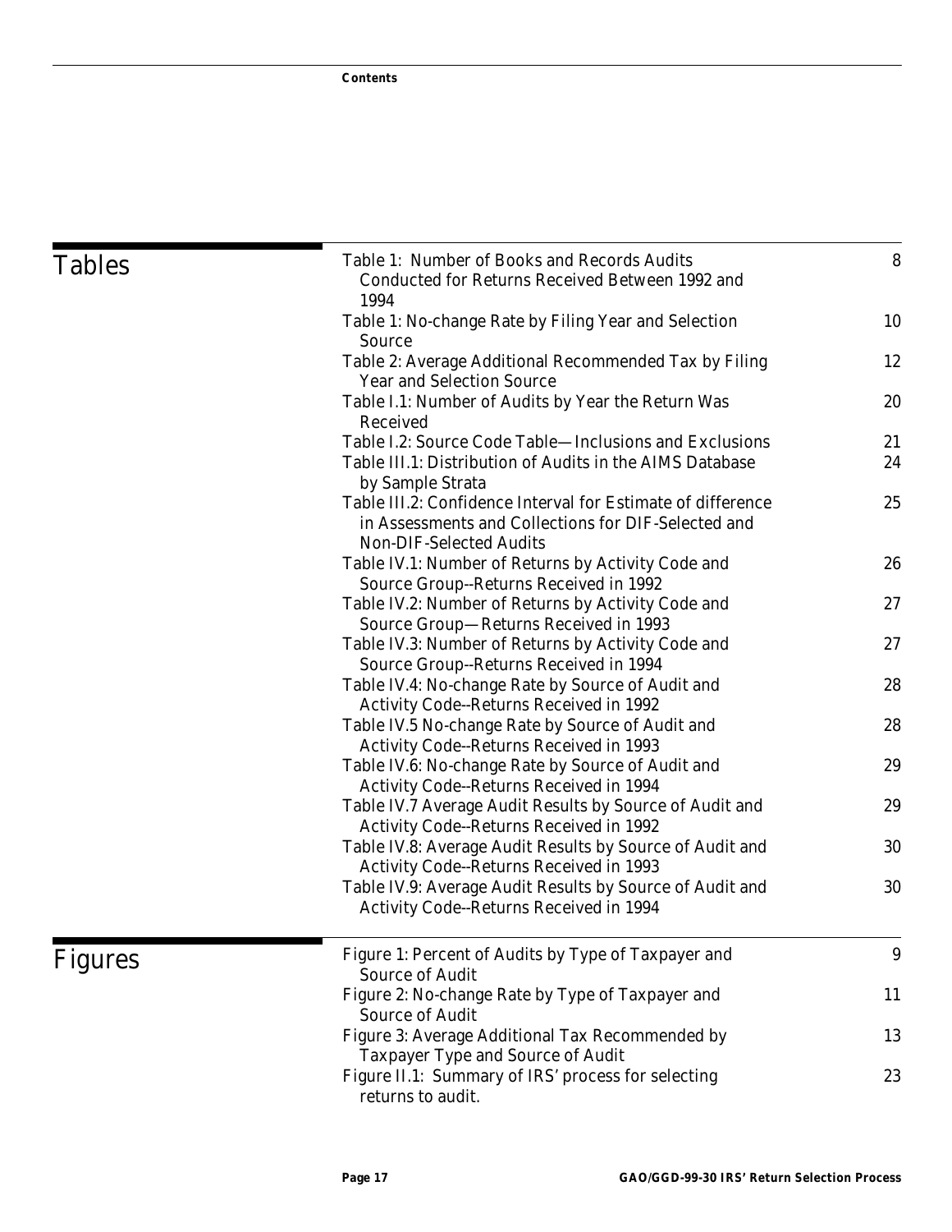## Tables

| | |
|---|---|
| Table 1: Number of Books and Records Audits Conducted for Returns Received Between 1992 and 1994 | 8 |
| Table 1: No-change Rate by Filing Year and Selection Source | 10 |
| Table 2: Average Additional Recommended Tax by Filing Year and Selection Source | 12 |
| Table I.1: Number of Audits by Year the Return Was Received | 20 |
| Table I.2: Source Code Table—Inclusions and Exclusions | 21 |
| Table III.1: Distribution of Audits in the AIMS Database by Sample Strata | 24 |
| Table III.2: Confidence Interval for Estimate of difference in Assessments and Collections for DIF-Selected and Non-DIF-Selected Audits | 25 |
| Table IV.1: Number of Returns by Activity Code and Source Group--Returns Received in 1992 | 26 |
| Table IV.2: Number of Returns by Activity Code and Source Group—Returns Received in 1993 | 27 |
| Table IV.3: Number of Returns by Activity Code and Source Group--Returns Received in 1994 | 27 |
| Table IV.4: No-change Rate by Source of Audit and Activity Code--Returns Received in 1992 | 28 |
| Table IV.5 No-change Rate by Source of Audit and Activity Code--Returns Received in 1993 | 28 |
| Table IV.6: No-change Rate by Source of Audit and Activity Code--Returns Received in 1994 | 29 |
| Table IV.7 Average Audit Results by Source of Audit and Activity Code--Returns Received in 1992 | 29 |
| Table IV.8: Average Audit Results by Source of Audit and Activity Code--Returns Received in 1993 | 30 |
| Table IV.9: Average Audit Results by Source of Audit and Activity Code--Returns Received in 1994 | 30 |

## Figures

| | |
|---|---|
| Figure 1: Percent of Audits by Type of Taxpayer and Source of Audit | 9 |
| Figure 2: No-change Rate by Type of Taxpayer and Source of Audit | 11 |
| Figure 3: Average Additional Tax Recommended by Taxpayer Type and Source of Audit | 13 |
| Figure II.1: Summary of IRS' process for selecting returns to audit. | 23 |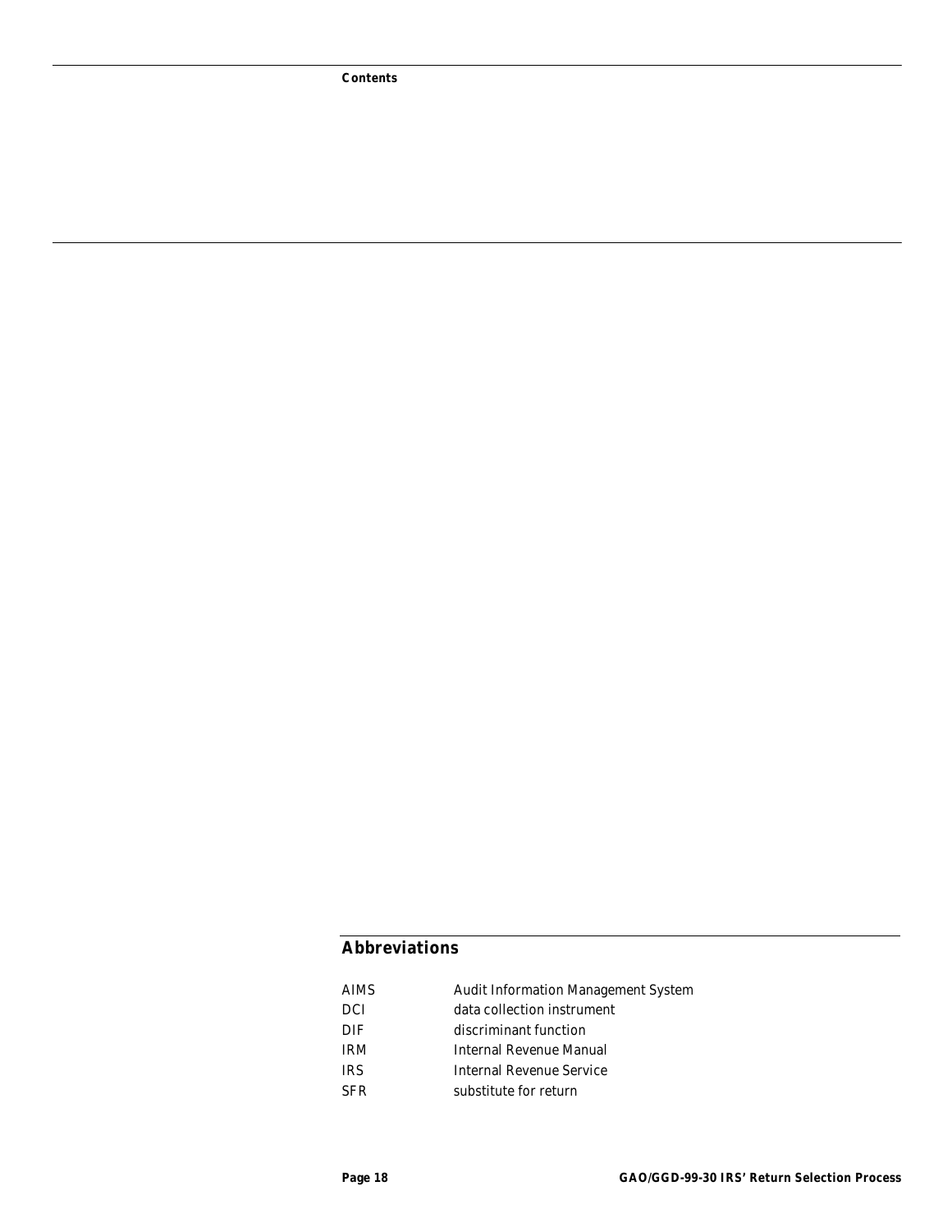## Abbreviations

| | |
|---|---|
| AIMS | Audit Information Management System |
| DCI | data collection instrument |
| DIF | discriminant function |
| IRM | Internal Revenue Manual |
| IRS | Internal Revenue Service |
| SFR | substitute for return |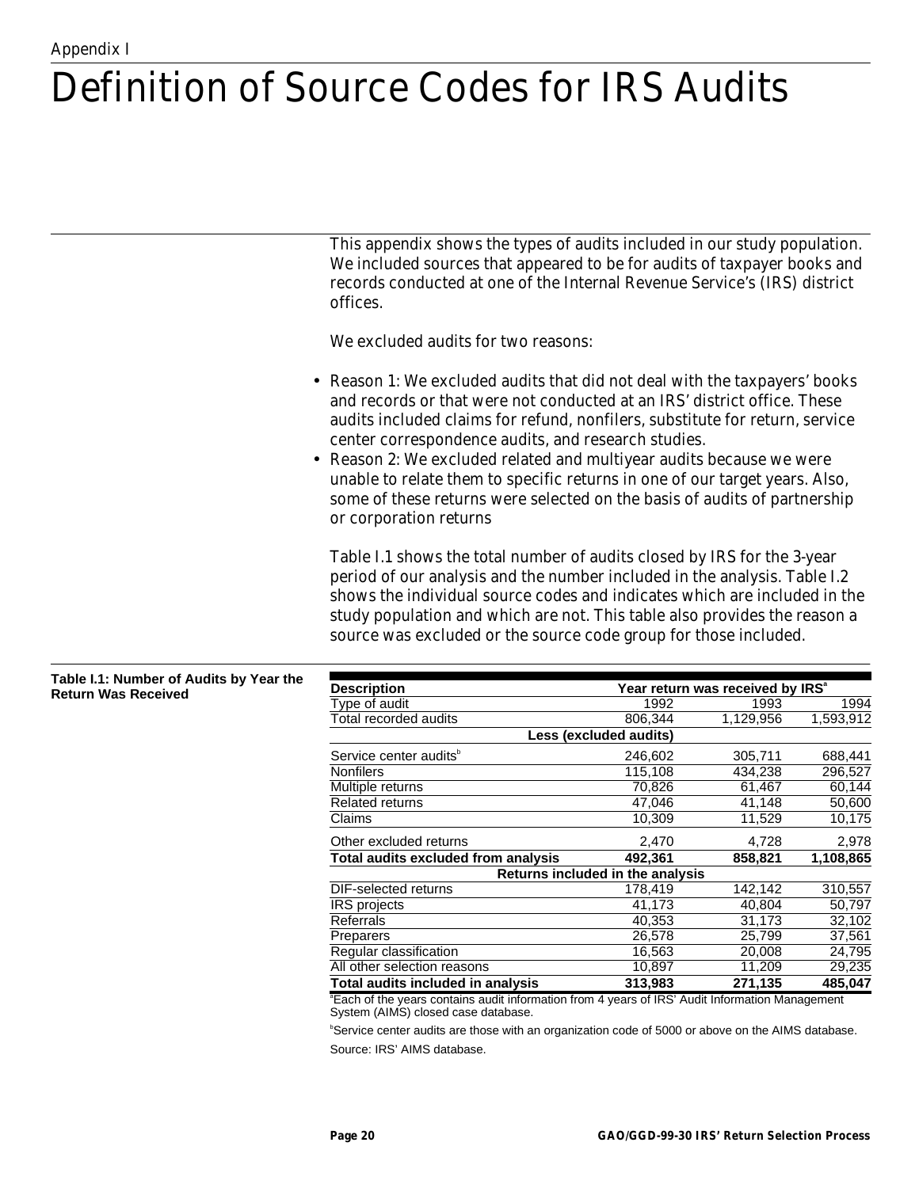Appendix I

# Definition of Source Codes for IRS Audits

This appendix shows the types of audits included in our study population. We included sources that appeared to be for audits of taxpayer books and records conducted at one of the Internal Revenue Service's (IRS) district offices.

We excluded audits for two reasons:

- Reason 1: We excluded audits that did not deal with the taxpayers' books and records or that were not conducted at an IRS' district office. These audits included claims for refund, nonfilers, substitute for return, service center correspondence audits, and research studies.
- Reason 2: We excluded related and multiyear audits because we were unable to relate them to specific returns in one of our target years. Also, some of these returns were selected on the basis of audits of partnership or corporation returns

Table I.1 shows the total number of audits closed by IRS for the 3-year period of our analysis and the number included in the analysis. Table I.2 shows the individual source codes and indicates which are included in the study population and which are not. This table also provides the reason a source was excluded or the source code group for those included.

**Table I.1: Number of Audits by Year the Return Was Received**

| Description | Year return was received by IRS[a] | | |
|---|---|---|---|
| Type of audit | 1992 | 1993 | 1994 |
| Total recorded audits | 806,344 | 1,129,956 | 1,593,912 |
| **Less (excluded audits)** | | | |
| Service center audits[b] | 246,602 | 305,711 | 688,441 |
| Nonfilers | 115,108 | 434,238 | 296,527 |
| Multiple returns | 70,826 | 61,467 | 60,144 |
| Related returns | 47,046 | 41,148 | 50,600 |
| Claims | 10,309 | 11,529 | 10,175 |
| Other excluded returns | 2,470 | 4,728 | 2,978 |
| **Total audits excluded from analysis** | **492,361** | **858,821** | **1,108,865** |
| **Returns included in the analysis** | | | |
| DIF-selected returns | 178,419 | 142,142 | 310,557 |
| IRS projects | 41,173 | 40,804 | 50,797 |
| Referrals | 40,353 | 31,173 | 32,102 |
| Preparers | 26,578 | 25,799 | 37,561 |
| Regular classification | 16,563 | 20,008 | 24,795 |
| All other selection reasons | 10,897 | 11,209 | 29,235 |
| **Total audits included in analysis** | **313,983** | **271,135** | **485,047** |

[a]Each of the years contains audit information from 4 years of IRS' Audit Information Management System (AIMS) closed case database.

[b]Service center audits are those with an organization code of 5000 or above on the AIMS database.

Source: IRS' AIMS database.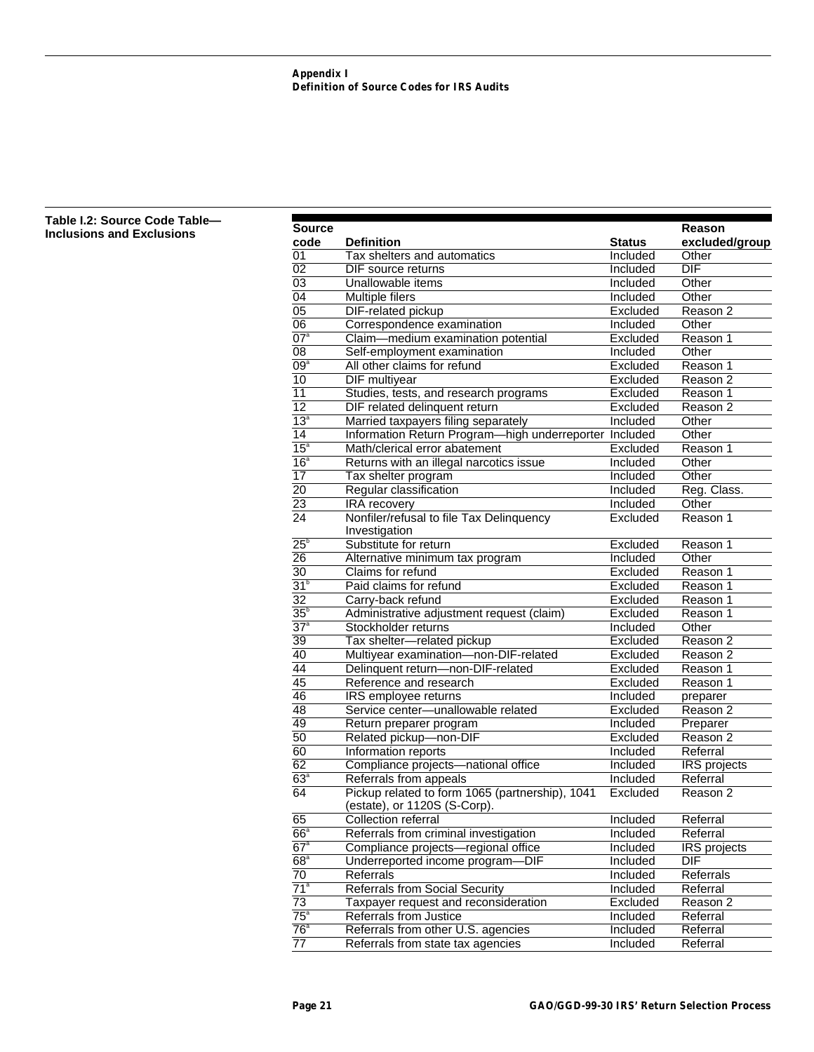Appendix I
Definition of Source Codes for IRS Audits

**Table I.2: Source Code Table—Inclusions and Exclusions**

| Source code | Definition | Status | Reason excluded/group |
|---|---|---|---|
| 01 | Tax shelters and automatics | Included | Other |
| 02 | DIF source returns | Included | DIF |
| 03 | Unallowable items | Included | Other |
| 04 | Multiple filers | Included | Other |
| 05 | DIF-related pickup | Excluded | Reason 2 |
| 06 | Correspondence examination | Included | Other |
| 07[a] | Claim—medium examination potential | Excluded | Reason 1 |
| 08 | Self-employment examination | Included | Other |
| 09[a] | All other claims for refund | Excluded | Reason 1 |
| 10 | DIF multiyear | Excluded | Reason 2 |
| 11 | Studies, tests, and research programs | Excluded | Reason 1 |
| 12 | DIF related delinquent return | Excluded | Reason 2 |
| 13[a] | Married taxpayers filing separately | Included | Other |
| 14 | Information Return Program—high underreporter | Included | Other |
| 15[a] | Math/clerical error abatement | Excluded | Reason 1 |
| 16[a] | Returns with an illegal narcotics issue | Included | Other |
| 17 | Tax shelter program | Included | Other |
| 20 | Regular classification | Included | Reg. Class. |
| 23 | IRA recovery | Included | Other |
| 24 | Nonfiler/refusal to file Tax Delinquency Investigation | Excluded | Reason 1 |
| 25[b] | Substitute for return | Excluded | Reason 1 |
| 26 | Alternative minimum tax program | Included | Other |
| 30 | Claims for refund | Excluded | Reason 1 |
| 31[b] | Paid claims for refund | Excluded | Reason 1 |
| 32 | Carry-back refund | Excluded | Reason 1 |
| 35[b] | Administrative adjustment request (claim) | Excluded | Reason 1 |
| 37[a] | Stockholder returns | Included | Other |
| 39 | Tax shelter—related pickup | Excluded | Reason 2 |
| 40 | Multiyear examination—non-DIF-related | Excluded | Reason 2 |
| 44 | Delinquent return—non-DIF-related | Excluded | Reason 1 |
| 45 | Reference and research | Excluded | Reason 1 |
| 46 | IRS employee returns | Included | preparer |
| 48 | Service center—unallowable related | Excluded | Reason 2 |
| 49 | Return preparer program | Included | Preparer |
| 50 | Related pickup—non-DIF | Excluded | Reason 2 |
| 60 | Information reports | Included | Referral |
| 62 | Compliance projects—national office | Included | IRS projects |
| 63[a] | Referrals from appeals | Included | Referral |
| 64 | Pickup related to form 1065 (partnership), 1041 (estate), or 1120S (S-Corp). | Excluded | Reason 2 |
| 65 | Collection referral | Included | Referral |
| 66[a] | Referrals from criminal investigation | Included | Referral |
| 67[a] | Compliance projects—regional office | Included | IRS projects |
| 68[a] | Underreported income program—DIF | Included | DIF |
| 70 | Referrals | Included | Referrals |
| 71[a] | Referrals from Social Security | Included | Referral |
| 73 | Taxpayer request and reconsideration | Excluded | Reason 2 |
| 75[a] | Referrals from Justice | Included | Referral |
| 76[a] | Referrals from other U.S. agencies | Included | Referral |
| 77 | Referrals from state tax agencies | Included | Referral |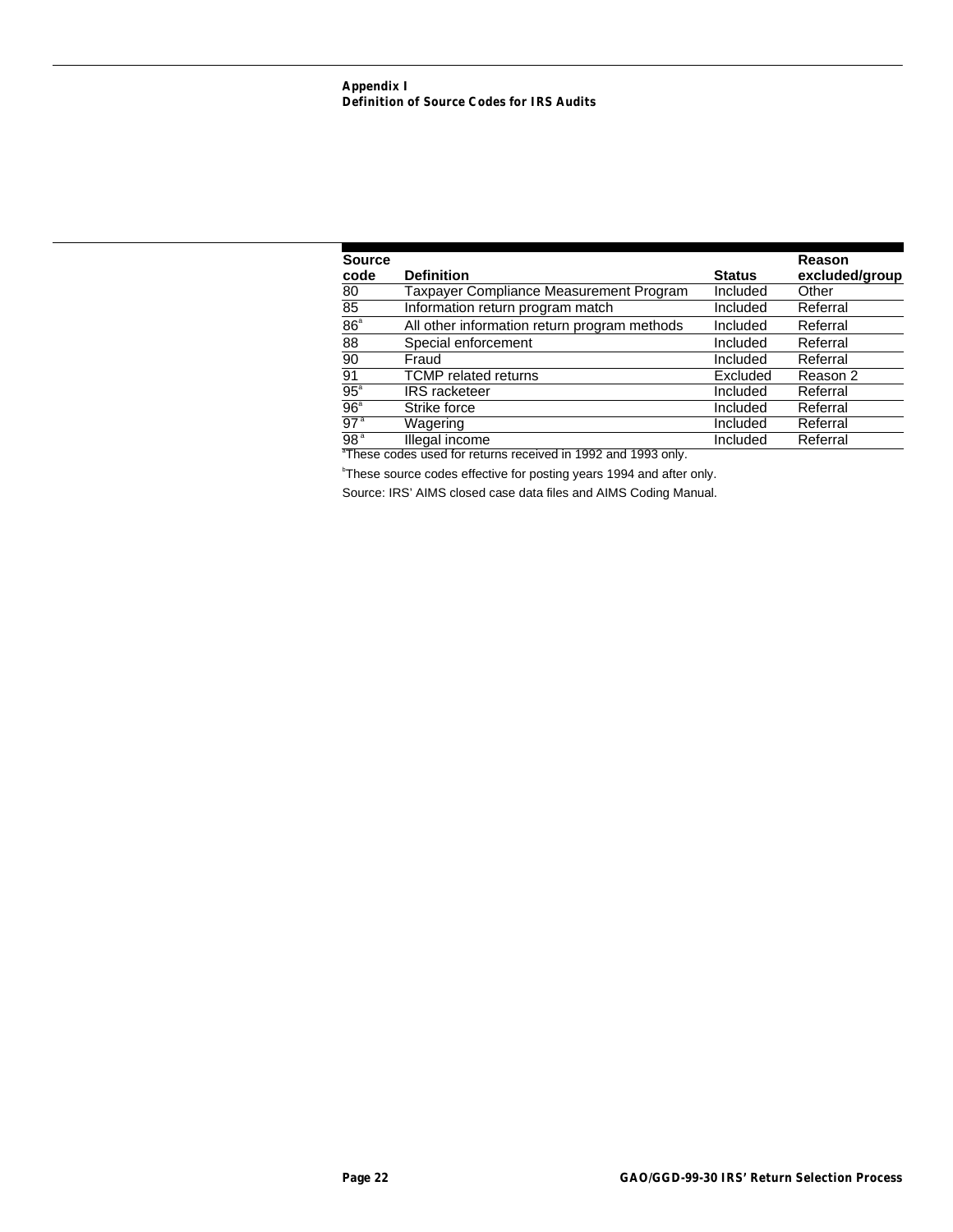**Appendix I**
**Definition of Source Codes for IRS Audits**

| Source code | Definition | Status | Reason excluded/group |
|---|---|---|---|
| 80 | Taxpayer Compliance Measurement Program | Included | Other |
| 85 | Information return program match | Included | Referral |
| 86[a] | All other information return program methods | Included | Referral |
| 88 | Special enforcement | Included | Referral |
| 90 | Fraud | Included | Referral |
| 91 | TCMP related returns | Excluded | Reason 2 |
| 95[a] | IRS racketeer | Included | Referral |
| 96[a] | Strike force | Included | Referral |
| 97[a] | Wagering | Included | Referral |
| 98[a] | Illegal income | Included | Referral |

[a]These codes used for returns received in 1992 and 1993 only.

[b]These source codes effective for posting years 1994 and after only.

Source: IRS' AIMS closed case data files and AIMS Coding Manual.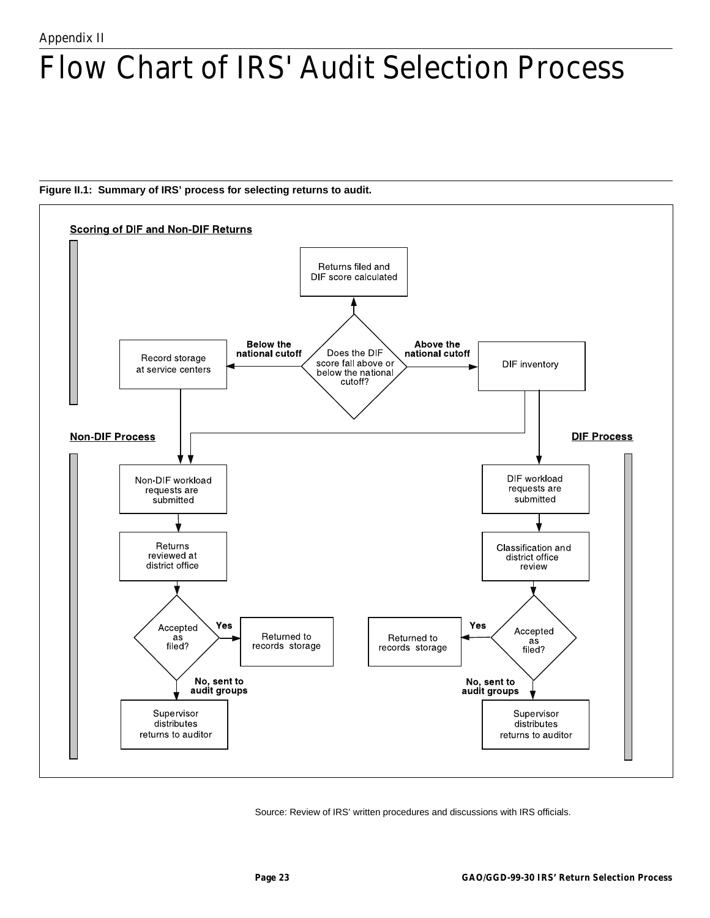Appendix II

# Flow Chart of IRS' Audit Selection Process

**Figure II.1: Summary of IRS' process for selecting returns to audit.**

**Scoring of DIF and Non-DIF Returns**

Returns filed and DIF score calculated

Does the DIF score fall above or below the national cutoff?

**Below the national cutoff** → Record storage at service centers

**Above the national cutoff** → DIF inventory

**Non-DIF Process**

Non-DIF workload requests are submitted

Returns reviewed at district office

Accepted as filed?

**Yes** → Returned to records storage

**No, sent to audit groups** → Supervisor distributes returns to auditor

**DIF Process**

DIF workload requests are submitted

Classification and district office review

Accepted as filed?

**Yes** → Returned to records storage

**No, sent to audit groups** → Supervisor distributes returns to auditor

Source: Review of IRS' written procedures and discussions with IRS officials.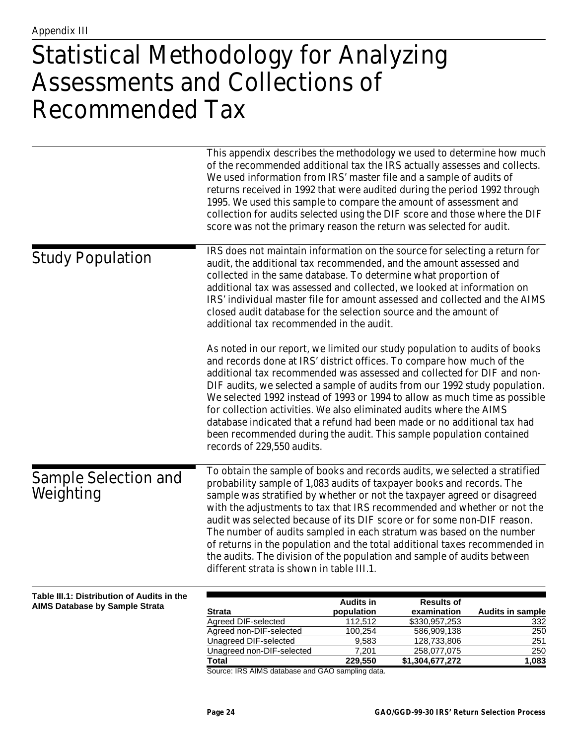Appendix III

# Statistical Methodology for Analyzing Assessments and Collections of Recommended Tax

This appendix describes the methodology we used to determine how much of the recommended additional tax the IRS actually assesses and collects. We used information from IRS' master file and a sample of audits of returns received in 1992 that were audited during the period 1992 through 1995. We used this sample to compare the amount of assessment and collection for audits selected using the DIF score and those where the DIF score was not the primary reason the return was selected for audit.

## Study Population

IRS does not maintain information on the source for selecting a return for audit, the additional tax recommended, and the amount assessed and collected in the same database. To determine what proportion of additional tax was assessed and collected, we looked at information on IRS' individual master file for amount assessed and collected and the AIMS closed audit database for the selection source and the amount of additional tax recommended in the audit.

As noted in our report, we limited our study population to audits of books and records done at IRS' district offices. To compare how much of the additional tax recommended was assessed and collected for DIF and non-DIF audits, we selected a sample of audits from our 1992 study population. We selected 1992 instead of 1993 or 1994 to allow as much time as possible for collection activities. We also eliminated audits where the AIMS database indicated that a refund had been made or no additional tax had been recommended during the audit. This sample population contained records of 229,550 audits.

## Sample Selection and Weighting

To obtain the sample of books and records audits, we selected a stratified probability sample of 1,083 audits of taxpayer books and records. The sample was stratified by whether or not the taxpayer agreed or disagreed with the adjustments to tax that IRS recommended and whether or not the audit was selected because of its DIF score or for some non-DIF reason. The number of audits sampled in each stratum was based on the number of returns in the population and the total additional taxes recommended in the audits. The division of the population and sample of audits between different strata is shown in table III.1.

**Table III.1: Distribution of Audits in the AIMS Database by Sample Strata**

| Strata | Audits in population | Results of examination | Audits in sample |
|---|---|---|---|
| Agreed DIF-selected | 112,512 | $330,957,253 | 332 |
| Agreed non-DIF-selected | 100,254 | 586,909,138 | 250 |
| Unagreed DIF-selected | 9,583 | 128,733,806 | 251 |
| Unagreed non-DIF-selected | 7,201 | 258,077,075 | 250 |
| **Total** | **229,550** | **$1,304,677,272** | **1,083** |

Source: IRS AIMS database and GAO sampling data.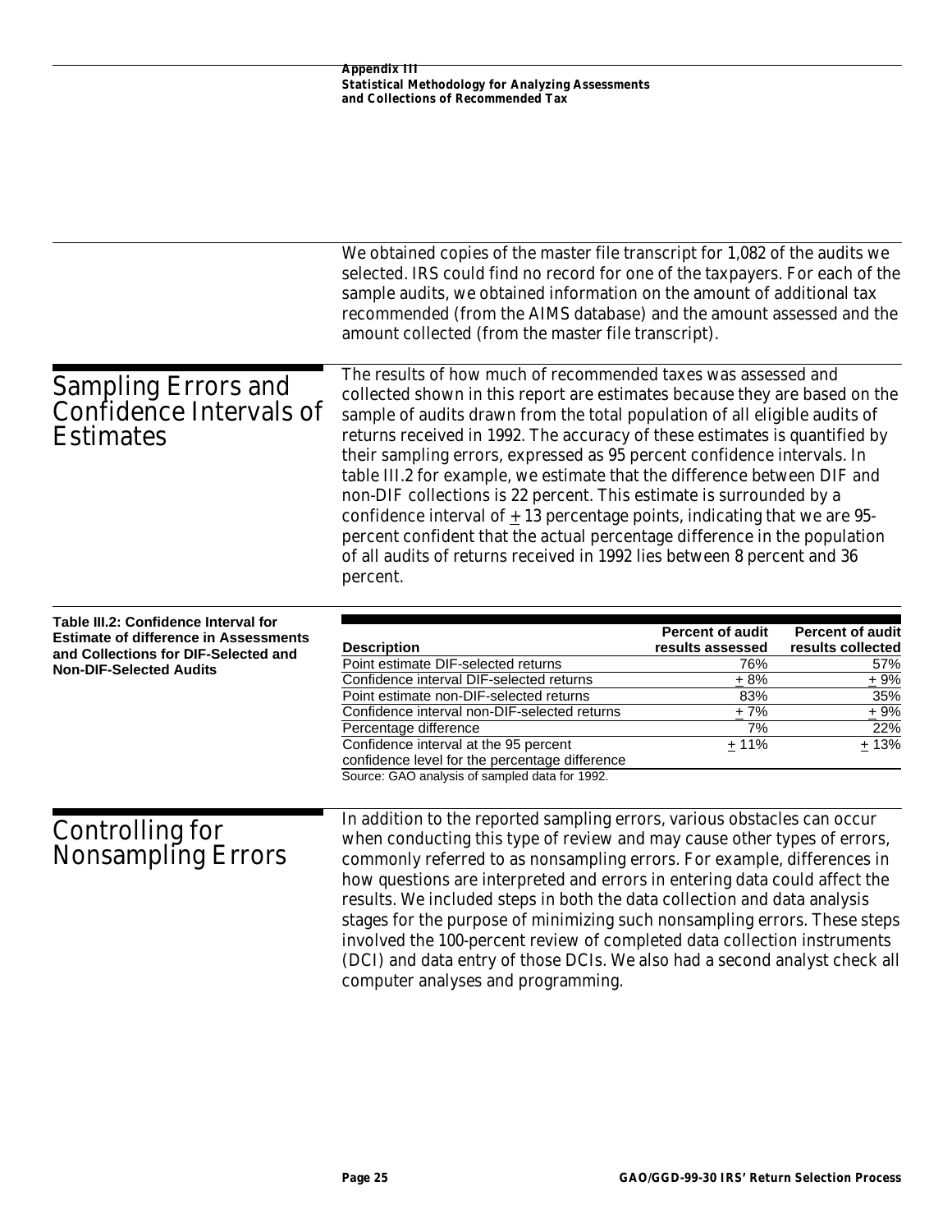We obtained copies of the master file transcript for 1,082 of the audits we selected. IRS could find no record for one of the taxpayers. For each of the sample audits, we obtained information on the amount of additional tax recommended (from the AIMS database) and the amount assessed and the amount collected (from the master file transcript).

## Sampling Errors and Confidence Intervals of Estimates

The results of how much of recommended taxes was assessed and collected shown in this report are estimates because they are based on the sample of audits drawn from the total population of all eligible audits of returns received in 1992. The accuracy of these estimates is quantified by their sampling errors, expressed as 95 percent confidence intervals. In table III.2 for example, we estimate that the difference between DIF and non-DIF collections is 22 percent. This estimate is surrounded by a confidence interval of ± 13 percentage points, indicating that we are 95-percent confident that the actual percentage difference in the population of all audits of returns received in 1992 lies between 8 percent and 36 percent.

**Table III.2: Confidence Interval for Estimate of difference in Assessments and Collections for DIF-Selected and Non-DIF-Selected Audits**

| Description | Percent of audit results assessed | Percent of audit results collected |
|---|---|---|
| Point estimate DIF-selected returns | 76% | 57% |
| Confidence interval DIF-selected returns | ± 8% | ± 9% |
| Point estimate non-DIF-selected returns | 83% | 35% |
| Confidence interval non-DIF-selected returns | ± 7% | ± 9% |
| Percentage difference | 7% | 22% |
| Confidence interval at the 95 percent confidence level for the percentage difference | ± 11% | ± 13% |

Source: GAO analysis of sampled data for 1992.

## Controlling for Nonsampling Errors

In addition to the reported sampling errors, various obstacles can occur when conducting this type of review and may cause other types of errors, commonly referred to as nonsampling errors. For example, differences in how questions are interpreted and errors in entering data could affect the results. We included steps in both the data collection and data analysis stages for the purpose of minimizing such nonsampling errors. These steps involved the 100-percent review of completed data collection instruments (DCI) and data entry of those DCIs. We also had a second analyst check all computer analyses and programming.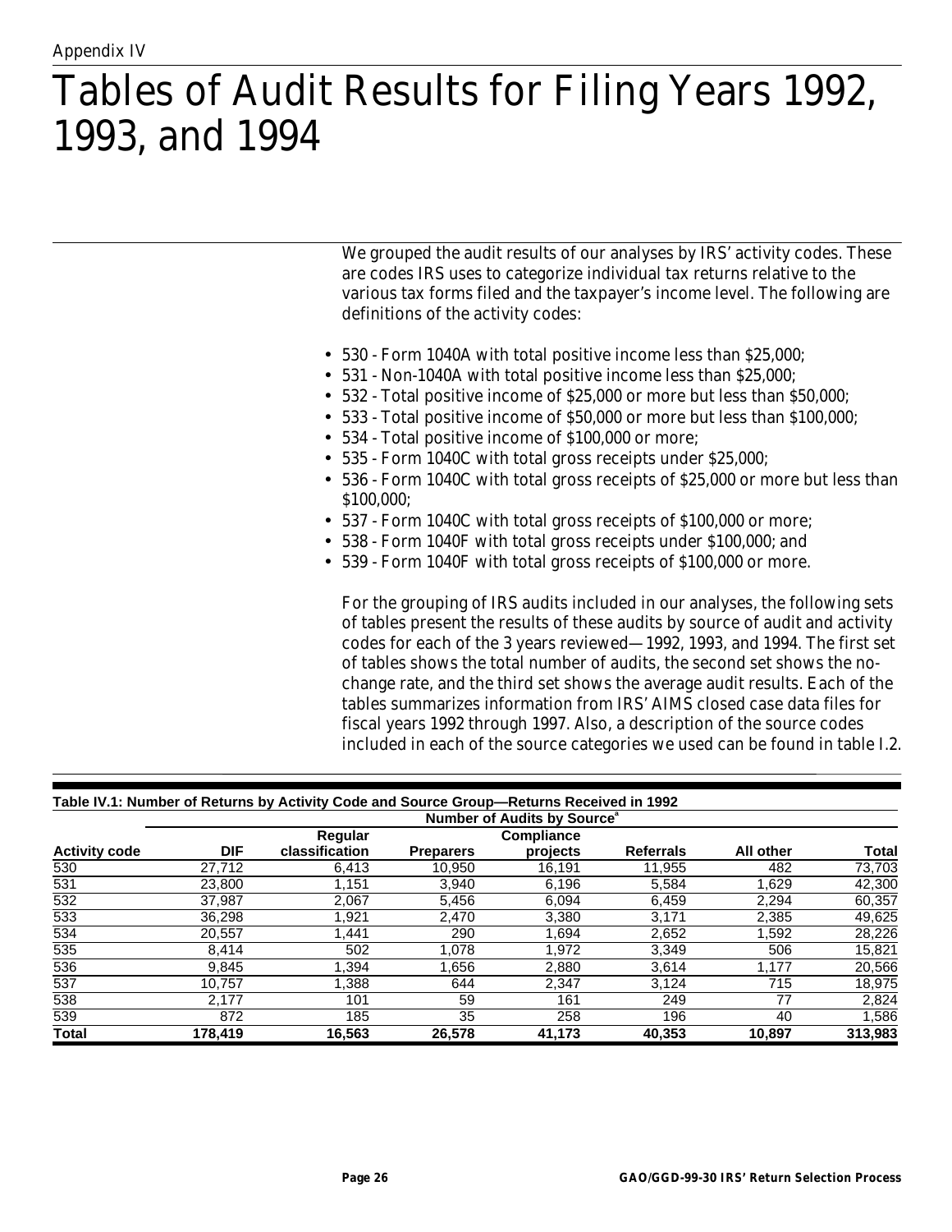Appendix IV

# Tables of Audit Results for Filing Years 1992, 1993, and 1994

We grouped the audit results of our analyses by IRS' activity codes. These are codes IRS uses to categorize individual tax returns relative to the various tax forms filed and the taxpayer's income level. The following are definitions of the activity codes:

- 530 - Form 1040A with total positive income less than $25,000;
- 531 - Non-1040A with total positive income less than $25,000;
- 532 - Total positive income of $25,000 or more but less than $50,000;
- 533 - Total positive income of $50,000 or more but less than $100,000;
- 534 - Total positive income of $100,000 or more;
- 535 - Form 1040C with total gross receipts under $25,000;
- 536 - Form 1040C with total gross receipts of $25,000 or more but less than $100,000;
- 537 - Form 1040C with total gross receipts of $100,000 or more;
- 538 - Form 1040F with total gross receipts under $100,000; and
- 539 - Form 1040F with total gross receipts of $100,000 or more.

For the grouping of IRS audits included in our analyses, the following sets of tables present the results of these audits by source of audit and activity codes for each of the 3 years reviewed—1992, 1993, and 1994. The first set of tables shows the total number of audits, the second set shows the no-change rate, and the third set shows the average audit results. Each of the tables summarizes information from IRS' AIMS closed case data files for fiscal years 1992 through 1997. Also, a description of the source codes included in each of the source categories we used can be found in table I.2.

**Table IV.1: Number of Returns by Activity Code and Source Group—Returns Received in 1992**

| | Number of Audits by Source[a] | | | | | | |
|---|---|---|---|---|---|---|---|
| **Activity code** | **DIF** | **Regular classification** | **Preparers** | **Compliance projects** | **Referrals** | **All other** | **Total** |
| 530 | 27,712 | 6,413 | 10,950 | 16,191 | 11,955 | 482 | 73,703 |
| 531 | 23,800 | 1,151 | 3,940 | 6,196 | 5,584 | 1,629 | 42,300 |
| 532 | 37,987 | 2,067 | 5,456 | 6,094 | 6,459 | 2,294 | 60,357 |
| 533 | 36,298 | 1,921 | 2,470 | 3,380 | 3,171 | 2,385 | 49,625 |
| 534 | 20,557 | 1,441 | 290 | 1,694 | 2,652 | 1,592 | 28,226 |
| 535 | 8,414 | 502 | 1,078 | 1,972 | 3,349 | 506 | 15,821 |
| 536 | 9,845 | 1,394 | 1,656 | 2,880 | 3,614 | 1,177 | 20,566 |
| 537 | 10,757 | 1,388 | 644 | 2,347 | 3,124 | 715 | 18,975 |
| 538 | 2,177 | 101 | 59 | 161 | 249 | 77 | 2,824 |
| 539 | 872 | 185 | 35 | 258 | 196 | 40 | 1,586 |
| **Total** | **178,419** | **16,563** | **26,578** | **41,173** | **40,353** | **10,897** | **313,983** |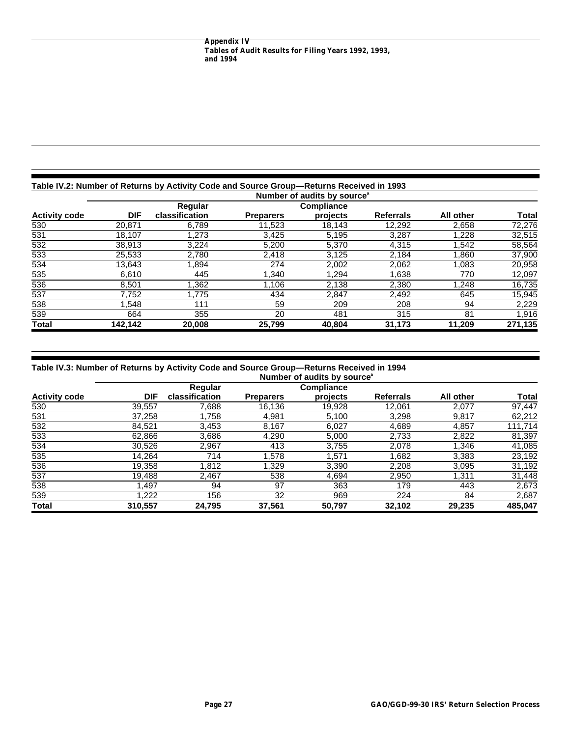### Table IV.2: Number of Returns by Activity Code and Source Group—Returns Received in 1993

| | Number of audits by source[a] | | | | | | |
|---|---|---|---|---|---|---|---|
| **Activity code** | **DIF** | **Regular classification** | **Preparers** | **Compliance projects** | **Referrals** | **All other** | **Total** |
| 530 | 20,871 | 6,789 | 11,523 | 18,143 | 12,292 | 2,658 | 72,276 |
| 531 | 18,107 | 1,273 | 3,425 | 5,195 | 3,287 | 1,228 | 32,515 |
| 532 | 38,913 | 3,224 | 5,200 | 5,370 | 4,315 | 1,542 | 58,564 |
| 533 | 25,533 | 2,780 | 2,418 | 3,125 | 2,184 | 1,860 | 37,900 |
| 534 | 13,643 | 1,894 | 274 | 2,002 | 2,062 | 1,083 | 20,958 |
| 535 | 6,610 | 445 | 1,340 | 1,294 | 1,638 | 770 | 12,097 |
| 536 | 8,501 | 1,362 | 1,106 | 2,138 | 2,380 | 1,248 | 16,735 |
| 537 | 7,752 | 1,775 | 434 | 2,847 | 2,492 | 645 | 15,945 |
| 538 | 1,548 | 111 | 59 | 209 | 208 | 94 | 2,229 |
| 539 | 664 | 355 | 20 | 481 | 315 | 81 | 1,916 |
| **Total** | **142,142** | **20,008** | **25,799** | **40,804** | **31,173** | **11,209** | **271,135** |

### Table IV.3: Number of Returns by Activity Code and Source Group—Returns Received in 1994

| | Number of audits by source[a] | | | | | | |
|---|---|---|---|---|---|---|---|
| **Activity code** | **DIF** | **Regular classification** | **Preparers** | **Compliance projects** | **Referrals** | **All other** | **Total** |
| 530 | 39,557 | 7,688 | 16,136 | 19,928 | 12,061 | 2,077 | 97,447 |
| 531 | 37,258 | 1,758 | 4,981 | 5,100 | 3,298 | 9,817 | 62,212 |
| 532 | 84,521 | 3,453 | 8,167 | 6,027 | 4,689 | 4,857 | 111,714 |
| 533 | 62,866 | 3,686 | 4,290 | 5,000 | 2,733 | 2,822 | 81,397 |
| 534 | 30,526 | 2,967 | 413 | 3,755 | 2,078 | 1,346 | 41,085 |
| 535 | 14,264 | 714 | 1,578 | 1,571 | 1,682 | 3,383 | 23,192 |
| 536 | 19,358 | 1,812 | 1,329 | 3,390 | 2,208 | 3,095 | 31,192 |
| 537 | 19,488 | 2,467 | 538 | 4,694 | 2,950 | 1,311 | 31,448 |
| 538 | 1,497 | 94 | 97 | 363 | 179 | 443 | 2,673 |
| 539 | 1,222 | 156 | 32 | 969 | 224 | 84 | 2,687 |
| **Total** | **310,557** | **24,795** | **37,561** | **50,797** | **32,102** | **29,235** | **485,047** |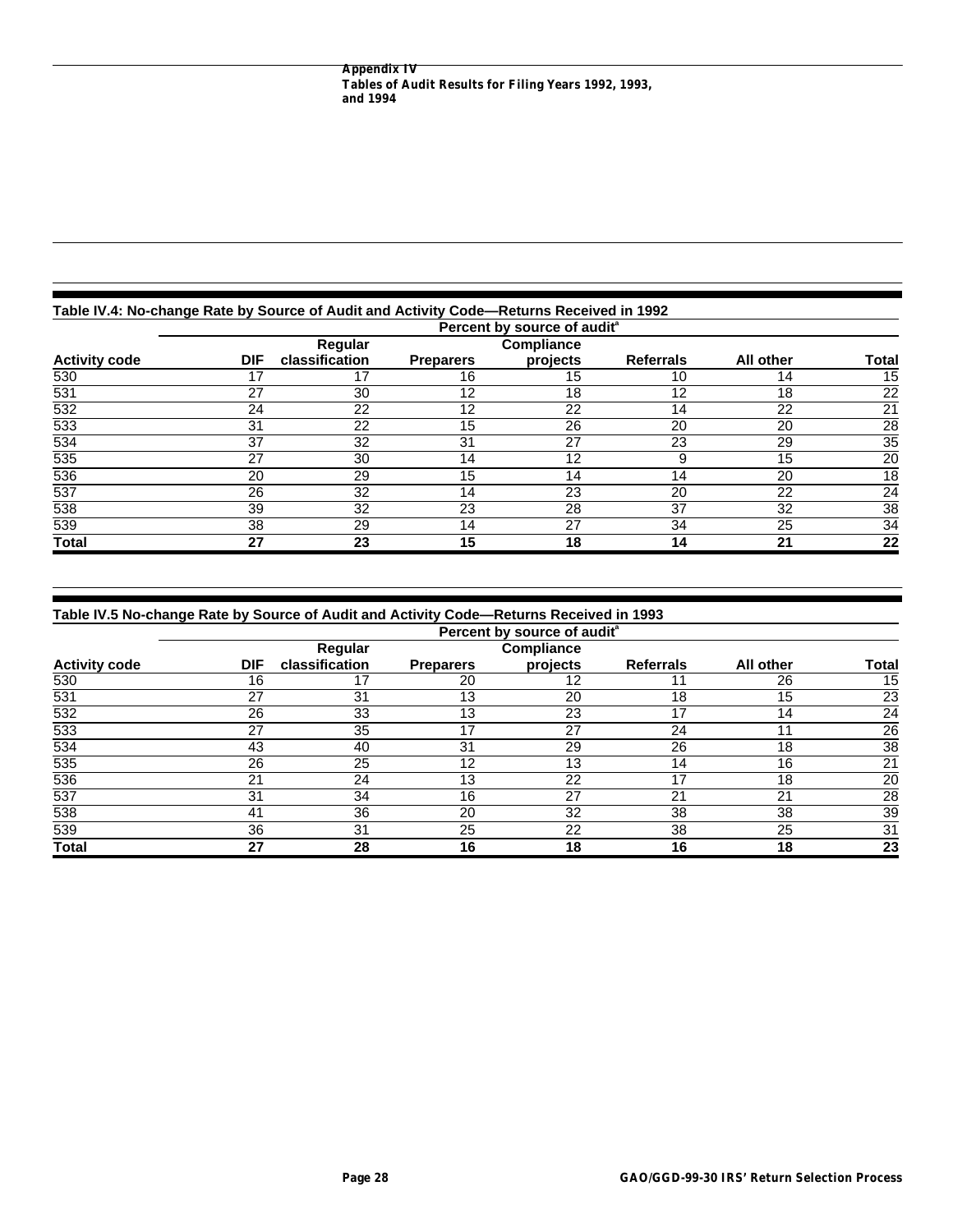### Table IV.4: No-change Rate by Source of Audit and Activity Code—Returns Received in 1992

| | Percent by source of audit[a] | | | | | | |
|---|---|---|---|---|---|---|---|
| Activity code | DIF | Regular classification | Preparers | Compliance projects | Referrals | All other | Total |
| 530 | 17 | 17 | 16 | 15 | 10 | 14 | 15 |
| 531 | 27 | 30 | 12 | 18 | 12 | 18 | 22 |
| 532 | 24 | 22 | 12 | 22 | 14 | 22 | 21 |
| 533 | 31 | 22 | 15 | 26 | 20 | 20 | 28 |
| 534 | 37 | 32 | 31 | 27 | 23 | 29 | 35 |
| 535 | 27 | 30 | 14 | 12 | 9 | 15 | 20 |
| 536 | 20 | 29 | 15 | 14 | 14 | 20 | 18 |
| 537 | 26 | 32 | 14 | 23 | 20 | 22 | 24 |
| 538 | 39 | 32 | 23 | 28 | 37 | 32 | 38 |
| 539 | 38 | 29 | 14 | 27 | 34 | 25 | 34 |
| **Total** | **27** | **23** | **15** | **18** | **14** | **21** | **22** |

### Table IV.5 No-change Rate by Source of Audit and Activity Code—Returns Received in 1993

| | Percent by source of audit[a] | | | | | | |
|---|---|---|---|---|---|---|---|
| Activity code | DIF | Regular classification | Preparers | Compliance projects | Referrals | All other | Total |
| 530 | 16 | 17 | 20 | 12 | 11 | 26 | 15 |
| 531 | 27 | 31 | 13 | 20 | 18 | 15 | 23 |
| 532 | 26 | 33 | 13 | 23 | 17 | 14 | 24 |
| 533 | 27 | 35 | 17 | 27 | 24 | 11 | 26 |
| 534 | 43 | 40 | 31 | 29 | 26 | 18 | 38 |
| 535 | 26 | 25 | 12 | 13 | 14 | 16 | 21 |
| 536 | 21 | 24 | 13 | 22 | 17 | 18 | 20 |
| 537 | 31 | 34 | 16 | 27 | 21 | 21 | 28 |
| 538 | 41 | 36 | 20 | 32 | 38 | 38 | 39 |
| 539 | 36 | 31 | 25 | 22 | 38 | 25 | 31 |
| **Total** | **27** | **28** | **16** | **18** | **16** | **18** | **23** |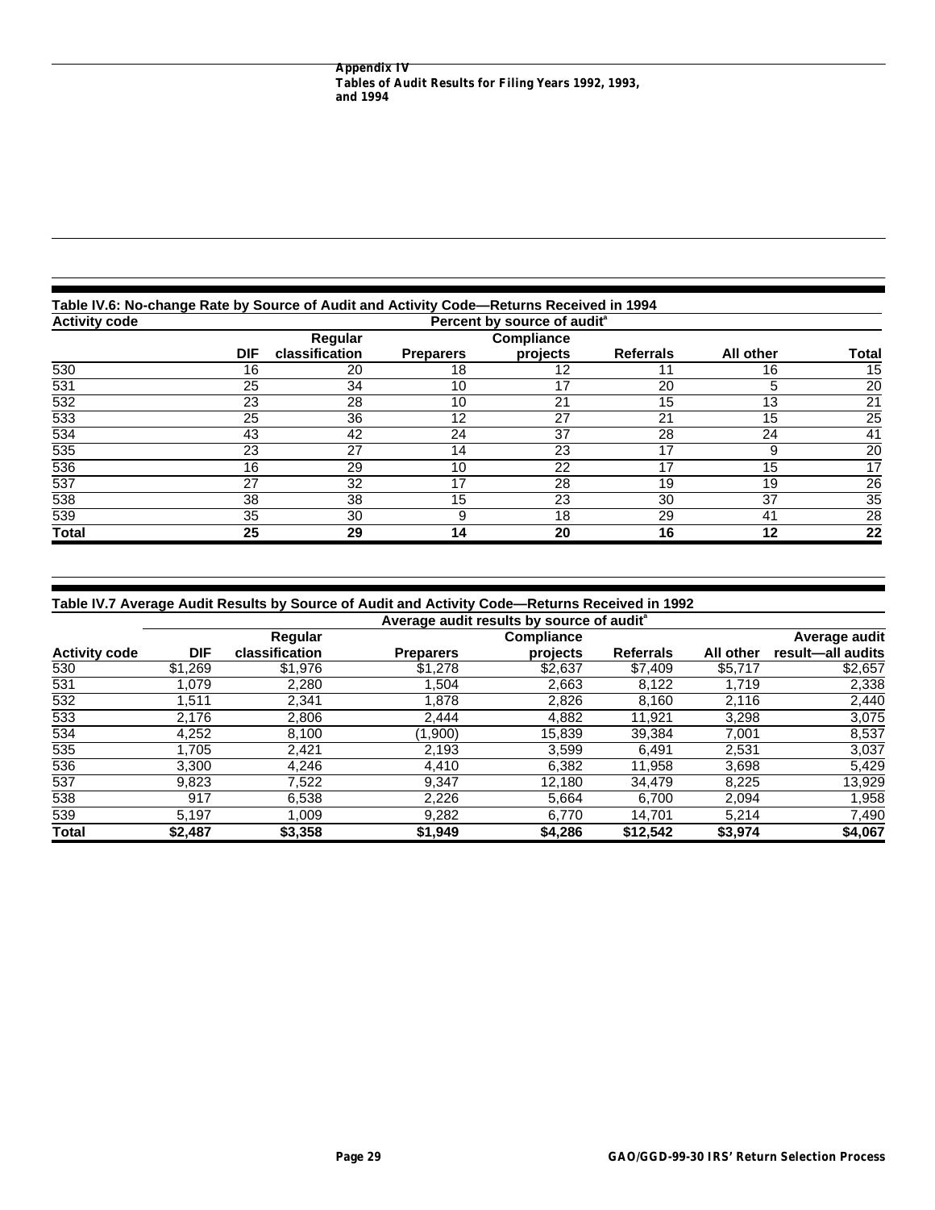**Table IV.6: No-change Rate by Source of Audit and Activity Code—Returns Received in 1994**

| Activity code | Percent by source of audit[a] | | | | | | |
|---|---|---|---|---|---|---|---|
| | DIF | Regular classification | Preparers | Compliance projects | Referrals | All other | Total |
| 530 | 16 | 20 | 18 | 12 | 11 | 16 | 15 |
| 531 | 25 | 34 | 10 | 17 | 20 | 5 | 20 |
| 532 | 23 | 28 | 10 | 21 | 15 | 13 | 21 |
| 533 | 25 | 36 | 12 | 27 | 21 | 15 | 25 |
| 534 | 43 | 42 | 24 | 37 | 28 | 24 | 41 |
| 535 | 23 | 27 | 14 | 23 | 17 | 9 | 20 |
| 536 | 16 | 29 | 10 | 22 | 17 | 15 | 17 |
| 537 | 27 | 32 | 17 | 28 | 19 | 19 | 26 |
| 538 | 38 | 38 | 15 | 23 | 30 | 37 | 35 |
| 539 | 35 | 30 | 9 | 18 | 29 | 41 | 28 |
| **Total** | **25** | **29** | **14** | **20** | **16** | **12** | **22** |

**Table IV.7 Average Audit Results by Source of Audit and Activity Code—Returns Received in 1992**

| | Average audit results by source of audit[a] | | | | | | |
|---|---|---|---|---|---|---|---|
| Activity code | DIF | Regular classification | Preparers | Compliance projects | Referrals | All other | Average audit result—all audits |
| 530 | $1,269 | $1,976 | $1,278 | $2,637 | $7,409 | $5,717 | $2,657 |
| 531 | 1,079 | 2,280 | 1,504 | 2,663 | 8,122 | 1,719 | 2,338 |
| 532 | 1,511 | 2,341 | 1,878 | 2,826 | 8,160 | 2,116 | 2,440 |
| 533 | 2,176 | 2,806 | 2,444 | 4,882 | 11,921 | 3,298 | 3,075 |
| 534 | 4,252 | 8,100 | (1,900) | 15,839 | 39,384 | 7,001 | 8,537 |
| 535 | 1,705 | 2,421 | 2,193 | 3,599 | 6,491 | 2,531 | 3,037 |
| 536 | 3,300 | 4,246 | 4,410 | 6,382 | 11,958 | 3,698 | 5,429 |
| 537 | 9,823 | 7,522 | 9,347 | 12,180 | 34,479 | 8,225 | 13,929 |
| 538 | 917 | 6,538 | 2,226 | 5,664 | 6,700 | 2,094 | 1,958 |
| 539 | 5,197 | 1,009 | 9,282 | 6,770 | 14,701 | 5,214 | 7,490 |
| **Total** | **$2,487** | **$3,358** | **$1,949** | **$4,286** | **$12,542** | **$3,974** | **$4,067** |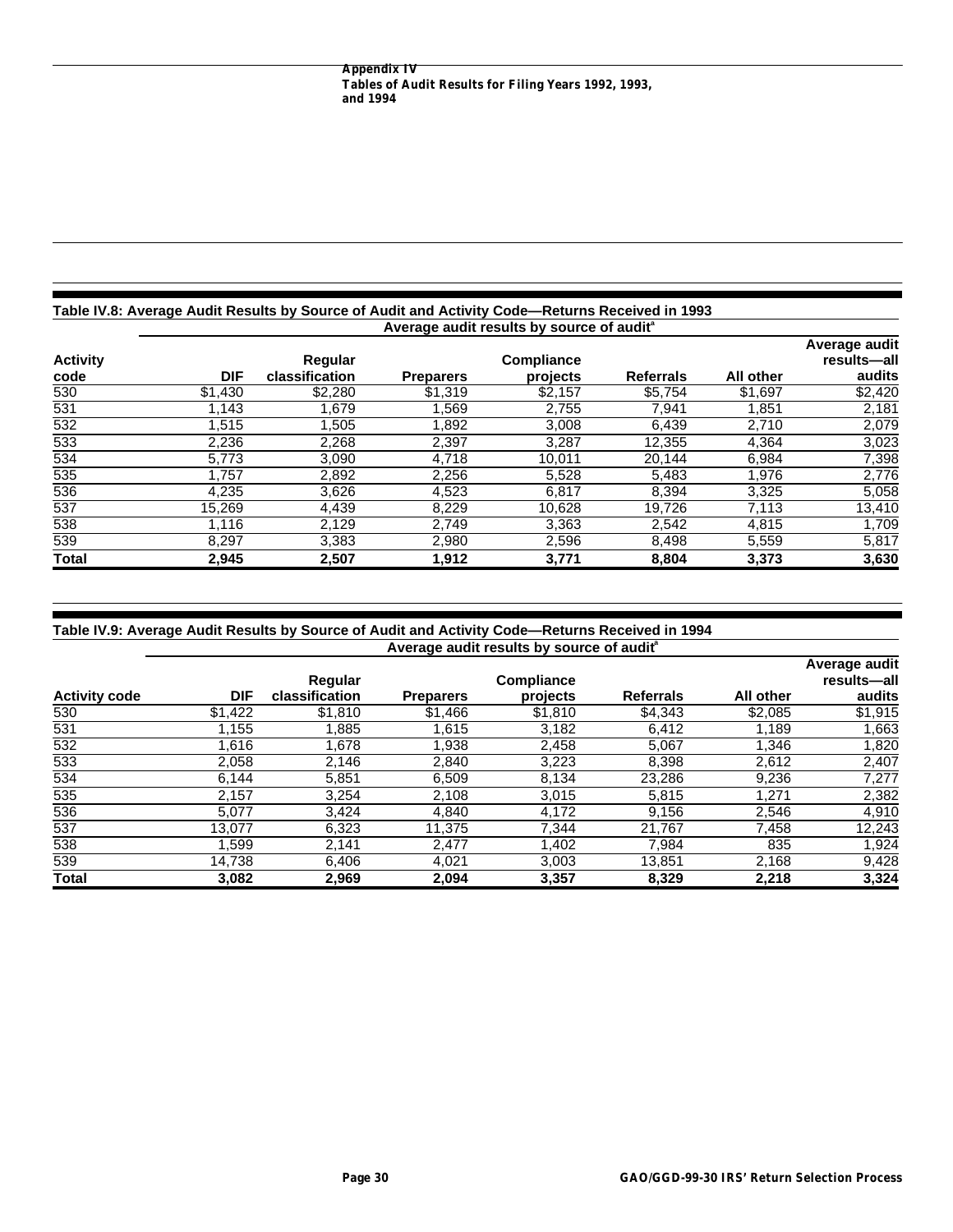### Table IV.8: Average Audit Results by Source of Audit and Activity Code—Returns Received in 1993

| Activity code | Average audit results by source of audit[a] | | | | | | Average audit results—all audits |
|---|---|---|---|---|---|---|---|
| | DIF | Regular classification | Preparers | Compliance projects | Referrals | All other | |
| 530 | $1,430 | $2,280 | $1,319 | $2,157 | $5,754 | $1,697 | $2,420 |
| 531 | 1,143 | 1,679 | 1,569 | 2,755 | 7,941 | 1,851 | 2,181 |
| 532 | 1,515 | 1,505 | 1,892 | 3,008 | 6,439 | 2,710 | 2,079 |
| 533 | 2,236 | 2,268 | 2,397 | 3,287 | 12,355 | 4,364 | 3,023 |
| 534 | 5,773 | 3,090 | 4,718 | 10,011 | 20,144 | 6,984 | 7,398 |
| 535 | 1,757 | 2,892 | 2,256 | 5,528 | 5,483 | 1,976 | 2,776 |
| 536 | 4,235 | 3,626 | 4,523 | 6,817 | 8,394 | 3,325 | 5,058 |
| 537 | 15,269 | 4,439 | 8,229 | 10,628 | 19,726 | 7,113 | 13,410 |
| 538 | 1,116 | 2,129 | 2,749 | 3,363 | 2,542 | 4,815 | 1,709 |
| 539 | 8,297 | 3,383 | 2,980 | 2,596 | 8,498 | 5,559 | 5,817 |
| **Total** | **2,945** | **2,507** | **1,912** | **3,771** | **8,804** | **3,373** | **3,630** |

### Table IV.9: Average Audit Results by Source of Audit and Activity Code—Returns Received in 1994

| Activity code | Average audit results by source of audit[a] | | | | | | Average audit results—all audits |
|---|---|---|---|---|---|---|---|
| | DIF | Regular classification | Preparers | Compliance projects | Referrals | All other | |
| 530 | $1,422 | $1,810 | $1,466 | $1,810 | $4,343 | $2,085 | $1,915 |
| 531 | 1,155 | 1,885 | 1,615 | 3,182 | 6,412 | 1,189 | 1,663 |
| 532 | 1,616 | 1,678 | 1,938 | 2,458 | 5,067 | 1,346 | 1,820 |
| 533 | 2,058 | 2,146 | 2,840 | 3,223 | 8,398 | 2,612 | 2,407 |
| 534 | 6,144 | 5,851 | 6,509 | 8,134 | 23,286 | 9,236 | 7,277 |
| 535 | 2,157 | 3,254 | 2,108 | 3,015 | 5,815 | 1,271 | 2,382 |
| 536 | 5,077 | 3,424 | 4,840 | 4,172 | 9,156 | 2,546 | 4,910 |
| 537 | 13,077 | 6,323 | 11,375 | 7,344 | 21,767 | 7,458 | 12,243 |
| 538 | 1,599 | 2,141 | 2,477 | 1,402 | 7,984 | 835 | 1,924 |
| 539 | 14,738 | 6,406 | 4,021 | 3,003 | 13,851 | 2,168 | 9,428 |
| **Total** | **3,082** | **2,969** | **2,094** | **3,357** | **8,329** | **2,218** | **3,324** |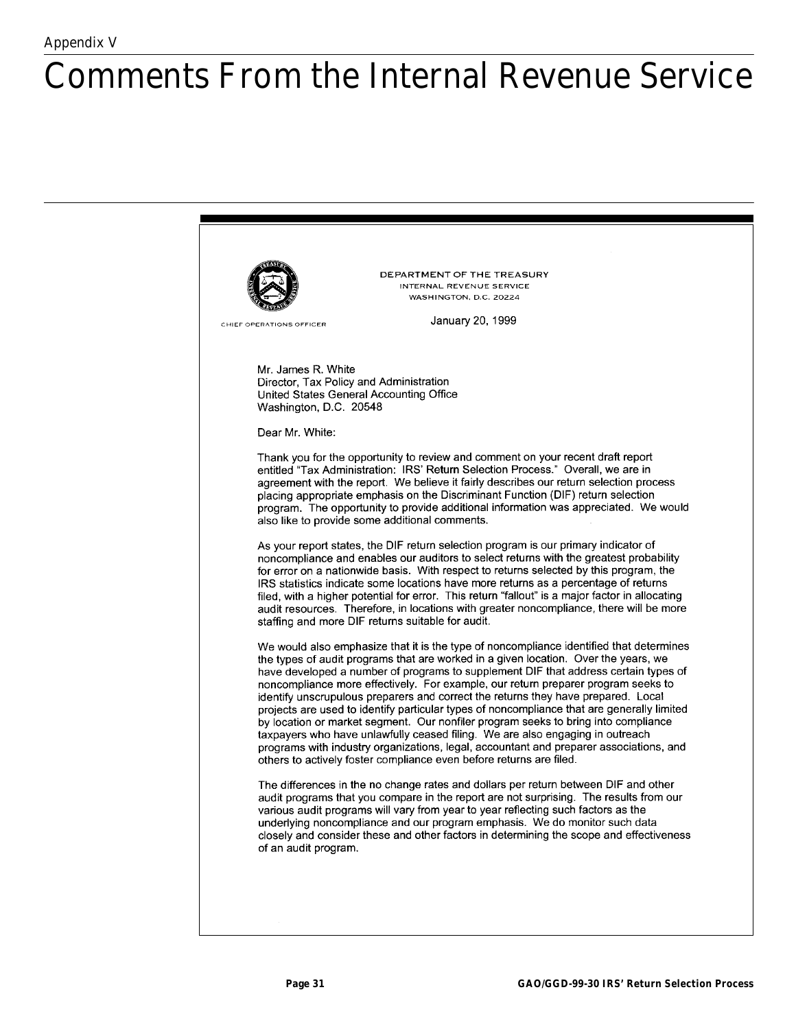Appendix V

# Comments From the Internal Revenue Service

DEPARTMENT OF THE TREASURY
INTERNAL REVENUE SERVICE
WASHINGTON, D.C. 20224

CHIEF OPERATIONS OFFICER

January 20, 1999

Mr. James R. White
Director, Tax Policy and Administration
United States General Accounting Office
Washington, D.C. 20548

Dear Mr. White:

Thank you for the opportunity to review and comment on your recent draft report entitled "Tax Administration: IRS' Return Selection Process." Overall, we are in agreement with the report. We believe it fairly describes our return selection process placing appropriate emphasis on the Discriminant Function (DIF) return selection program. The opportunity to provide additional information was appreciated. We would also like to provide some additional comments.

As your report states, the DIF return selection program is our primary indicator of noncompliance and enables our auditors to select returns with the greatest probability for error on a nationwide basis. With respect to returns selected by this program, the IRS statistics indicate some locations have more returns as a percentage of returns filed, with a higher potential for error. This return "fallout" is a major factor in allocating audit resources. Therefore, in locations with greater noncompliance, there will be more staffing and more DIF returns suitable for audit.

We would also emphasize that it is the type of noncompliance identified that determines the types of audit programs that are worked in a given location. Over the years, we have developed a number of programs to supplement DIF that address certain types of noncompliance more effectively. For example, our return preparer program seeks to identify unscrupulous preparers and correct the returns they have prepared. Local projects are used to identify particular types of noncompliance that are generally limited by location or market segment. Our nonfiler program seeks to bring into compliance taxpayers who have unlawfully ceased filing. We are also engaging in outreach programs with industry organizations, legal, accountant and preparer associations, and others to actively foster compliance even before returns are filed.

The differences in the no change rates and dollars per return between DIF and other audit programs that you compare in the report are not surprising. The results from our various audit programs will vary from year to year reflecting such factors as the underlying noncompliance and our program emphasis. We do monitor such data closely and consider these and other factors in determining the scope and effectiveness of an audit program.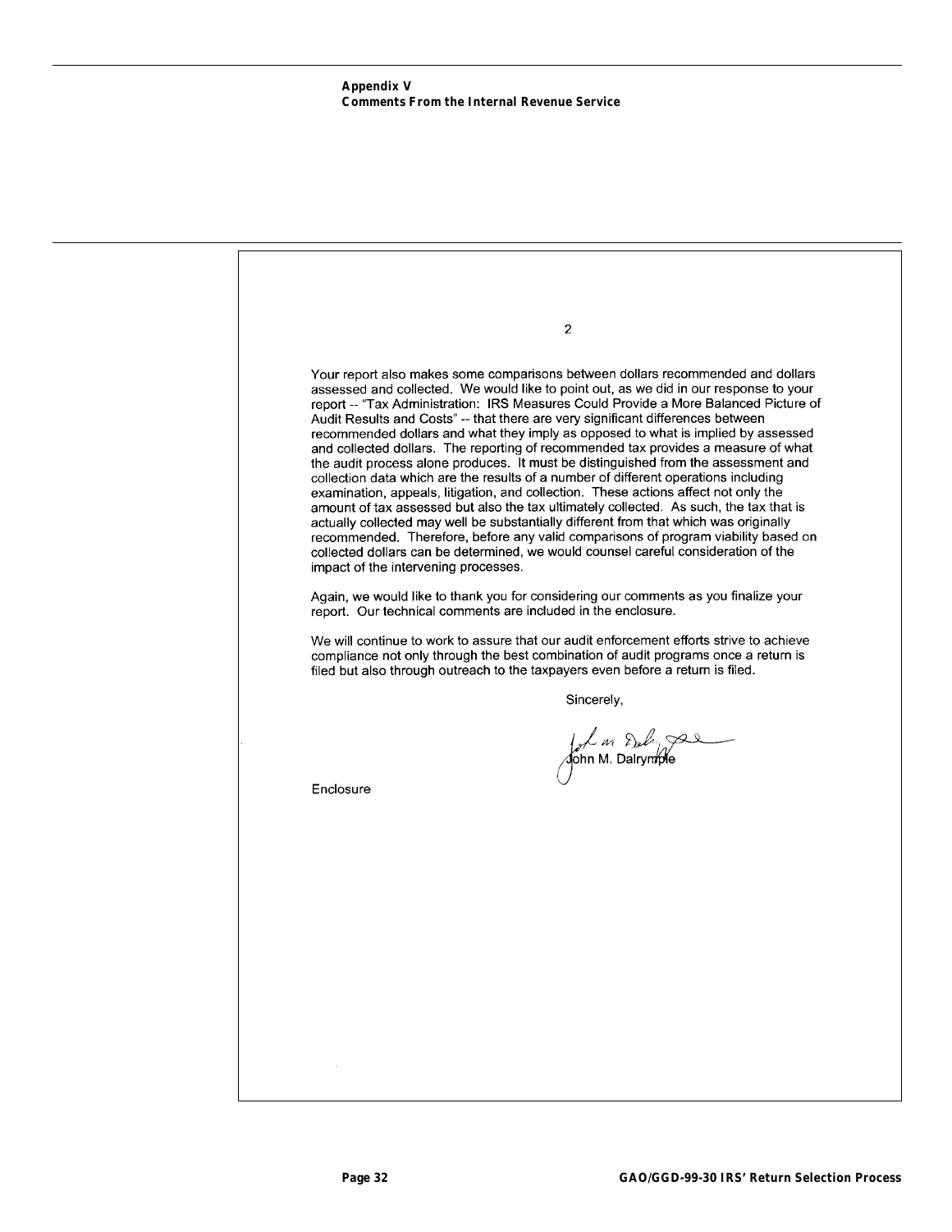Your report also makes some comparisons between dollars recommended and dollars assessed and collected. We would like to point out, as we did in our response to your report -- "Tax Administration: IRS Measures Could Provide a More Balanced Picture of Audit Results and Costs" -- that there are very significant differences between recommended dollars and what they imply as opposed to what is implied by assessed and collected dollars. The reporting of recommended tax provides a measure of what the audit process alone produces. It must be distinguished from the assessment and collection data which are the results of a number of different operations including examination, appeals, litigation, and collection. These actions affect not only the amount of tax assessed but also the tax ultimately collected. As such, the tax that is actually collected may well be substantially different from that which was originally recommended. Therefore, before any valid comparisons of program viability based on collected dollars can be determined, we would counsel careful consideration of the impact of the intervening processes.

Again, we would like to thank you for considering our comments as you finalize your report. Our technical comments are included in the enclosure.

We will continue to work to assure that our audit enforcement efforts strive to achieve compliance not only through the best combination of audit programs once a return is filed but also through outreach to the taxpayers even before a return is filed.

Sincerely,

John M. Dalrymple

Enclosure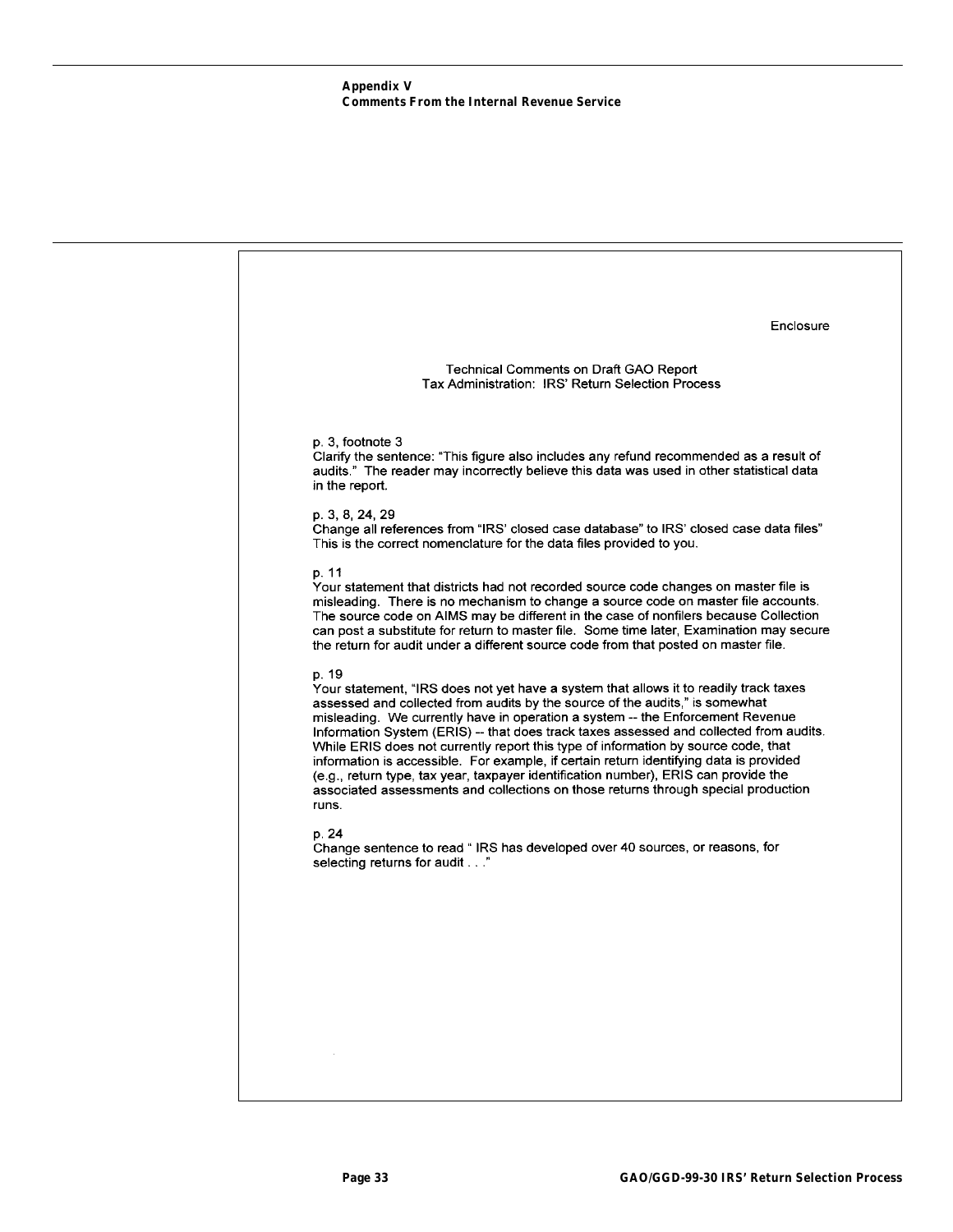Appendix V
Comments From the Internal Revenue Service

Enclosure

Technical Comments on Draft GAO Report
Tax Administration: IRS' Return Selection Process

p. 3, footnote 3
Clarify the sentence: "This figure also includes any refund recommended as a result of audits." The reader may incorrectly believe this data was used in other statistical data in the report.

p. 3, 8, 24, 29
Change all references from "IRS' closed case database" to IRS' closed case data files" This is the correct nomenclature for the data files provided to you.

p. 11
Your statement that districts had not recorded source code changes on master file is misleading. There is no mechanism to change a source code on master file accounts. The source code on AIMS may be different in the case of nonfilers because Collection can post a substitute for return to master file. Some time later, Examination may secure the return for audit under a different source code from that posted on master file.

p. 19
Your statement, "IRS does not yet have a system that allows it to readily track taxes assessed and collected from audits by the source of the audits," is somewhat misleading. We currently have in operation a system -- the Enforcement Revenue Information System (ERIS) -- that does track taxes assessed and collected from audits. While ERIS does not currently report this type of information by source code, that information is accessible. For example, if certain return identifying data is provided (e.g., return type, tax year, taxpayer identification number), ERIS can provide the associated assessments and collections on those returns through special production runs.

p. 24
Change sentence to read " IRS has developed over 40 sources, or reasons, for selecting returns for audit . . ."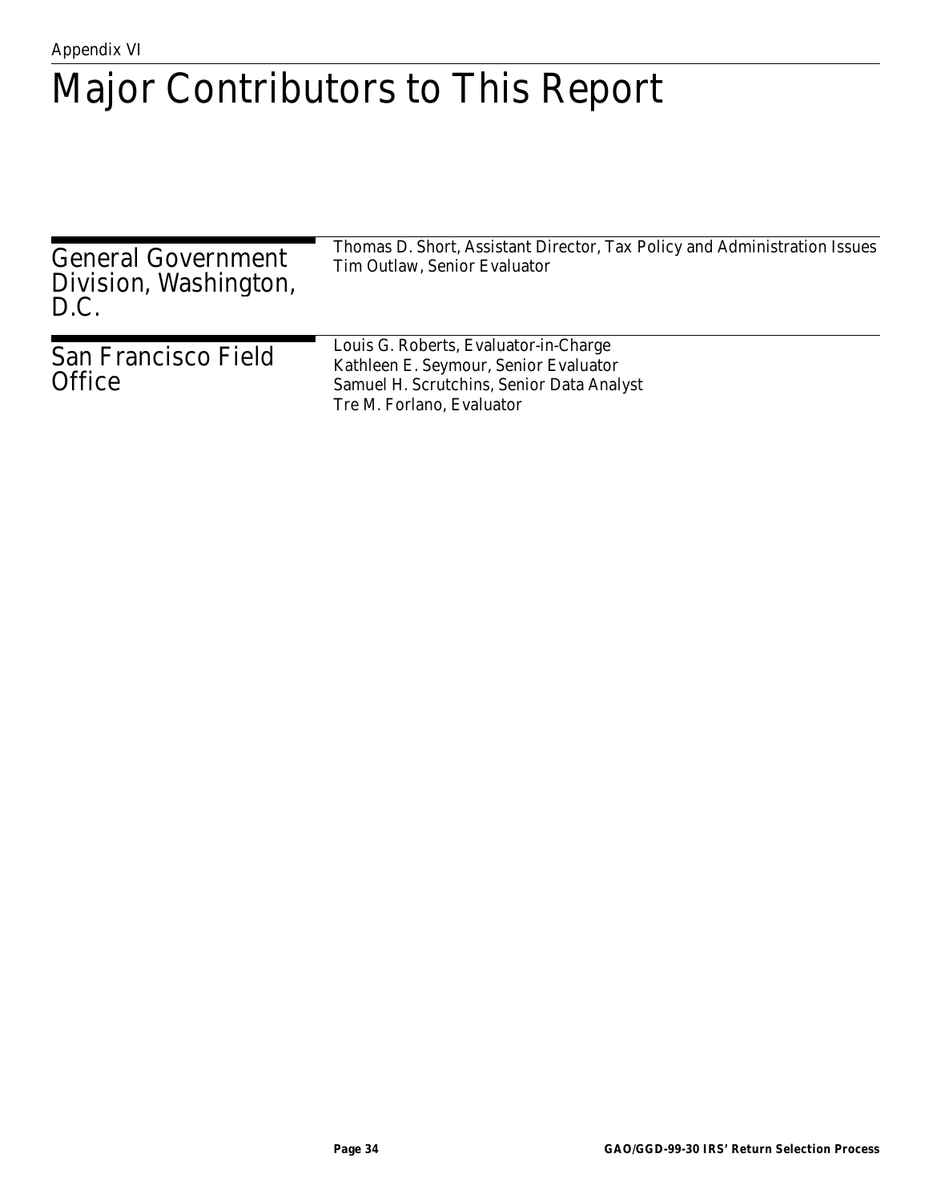Appendix VI

# Major Contributors to This Report

## General Government Division, Washington, D.C.

Thomas D. Short, Assistant Director, Tax Policy and Administration Issues
Tim Outlaw, Senior Evaluator

## San Francisco Field Office

Louis G. Roberts, Evaluator-in-Charge
Kathleen E. Seymour, Senior Evaluator
Samuel H. Scrutchins, Senior Data Analyst
Tre M. Forlano, Evaluator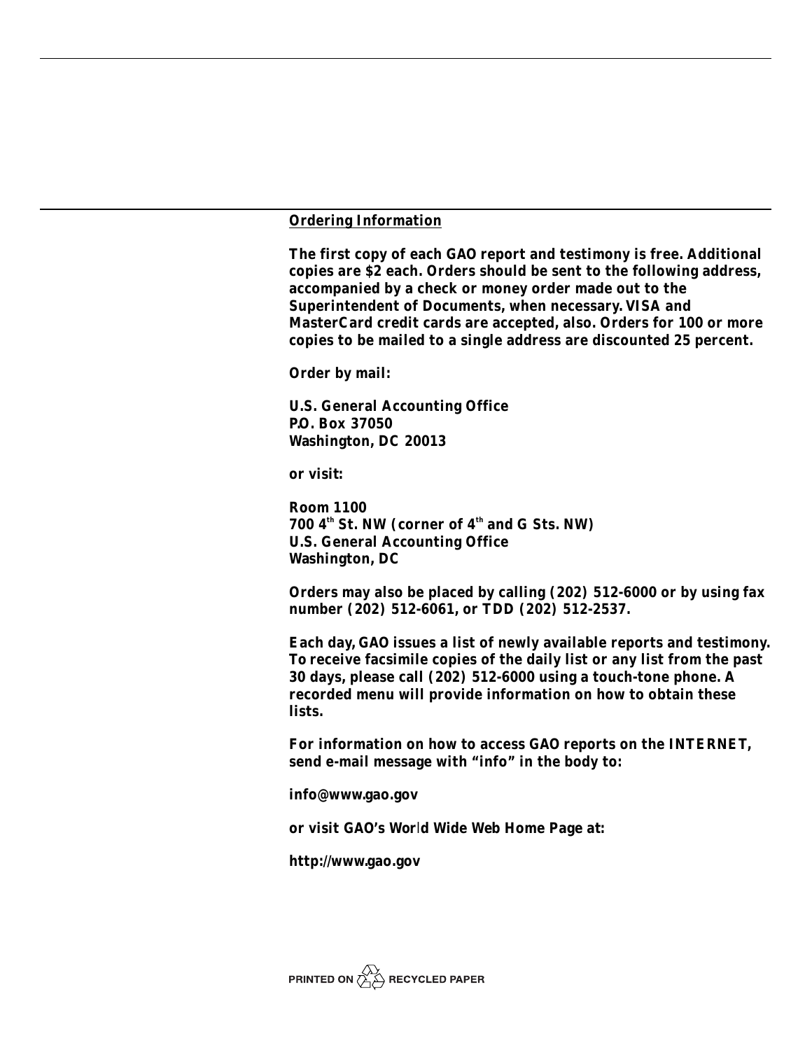## Ordering Information

**The first copy of each GAO report and testimony is free. Additional copies are $2 each. Orders should be sent to the following address, accompanied by a check or money order made out to the Superintendent of Documents, when necessary. VISA and MasterCard credit cards are accepted, also. Orders for 100 or more copies to be mailed to a single address are discounted 25 percent.**

**Order by mail:**

**U.S. General Accounting Office**
**P.O. Box 37050**
**Washington, DC 20013**

**or visit:**

**Room 1100**
**700 4th St. NW (corner of 4th and G Sts. NW)**
**U.S. General Accounting Office**
**Washington, DC**

**Orders may also be placed by calling (202) 512-6000 or by using fax number (202) 512-6061, or TDD (202) 512-2537.**

**Each day, GAO issues a list of newly available reports and testimony. To receive facsimile copies of the daily list or any list from the past 30 days, please call (202) 512-6000 using a touch-tone phone. A recorded menu will provide information on how to obtain these lists.**

**For information on how to access GAO reports on the INTERNET, send e-mail message with "info" in the body to:**

**info@www.gao.gov**

**or visit GAO's World Wide Web Home Page at:**

**http://www.gao.gov**

PRINTED ON RECYCLED PAPER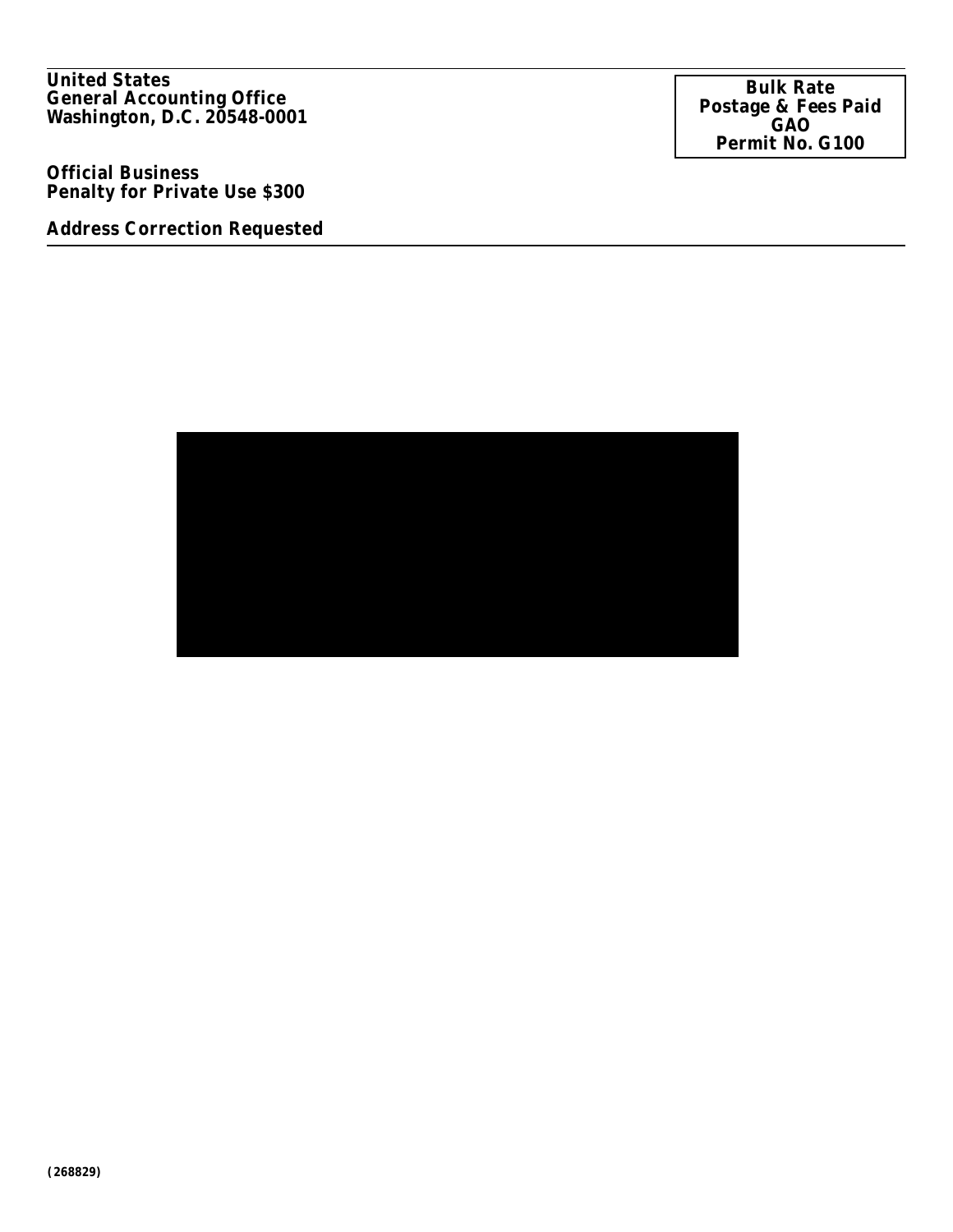United States
General Accounting Office
Washington, D.C. 20548-0001

Bulk Rate
Postage & Fees Paid
GAO
Permit No. G100

Official Business
Penalty for Private Use $300

Address Correction Requested

(268829)